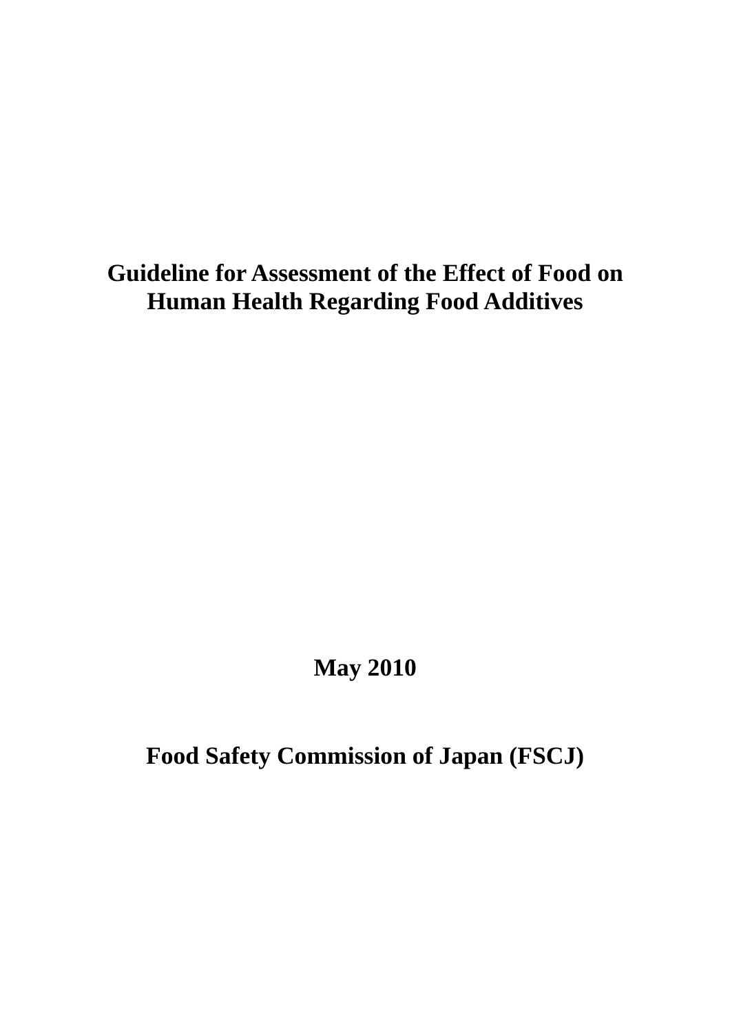# Guideline for Assessment of the Effect of Food on Human Health Regarding Food Additives

**May 2010**

**Food Safety Commission of Japan (FSCJ)**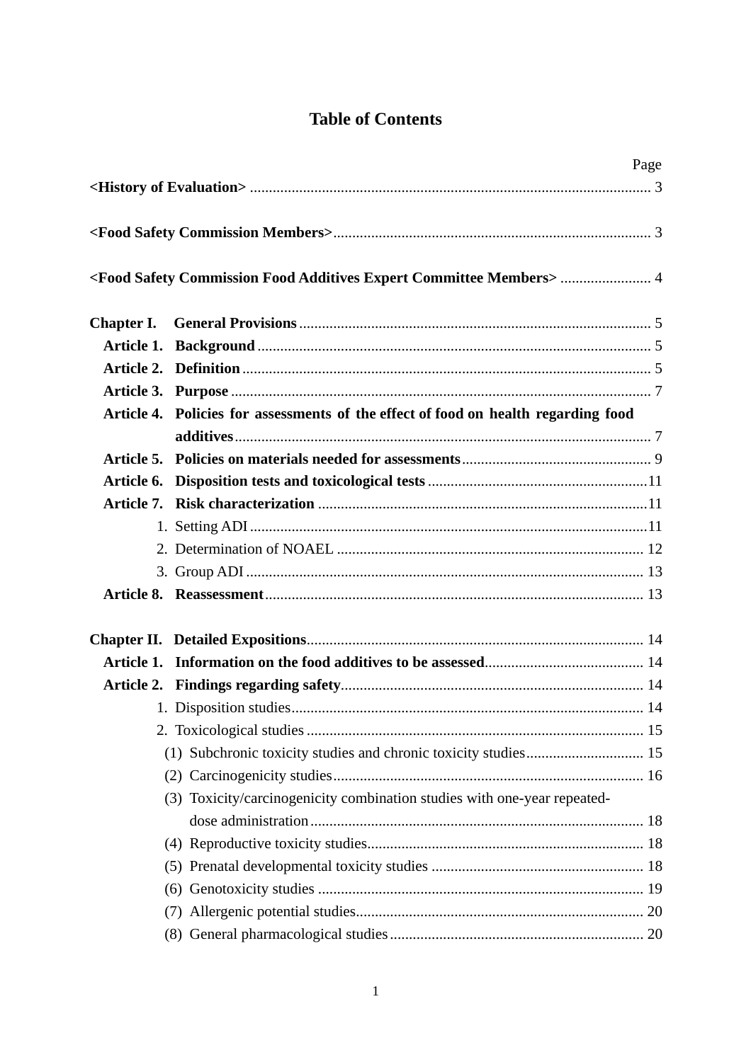# Table of Contents

| | Page |
|---|---|
| **<History of Evaluation>** | 3 |
| **<Food Safety Commission Members>** | 3 |
| **<Food Safety Commission Food Additives Expert Committee Members>** | 4 |
| **Chapter I. General Provisions** | 5 |
| **Article 1. Background** | 5 |
| **Article 2. Definition** | 5 |
| **Article 3. Purpose** | 7 |
| **Article 4. Policies for assessments of the effect of food on health regarding food additives** | 7 |
| **Article 5. Policies on materials needed for assessments** | 9 |
| **Article 6. Disposition tests and toxicological tests** | 11 |
| **Article 7. Risk characterization** | 11 |
| 1. Setting ADI | 11 |
| 2. Determination of NOAEL | 12 |
| 3. Group ADI | 13 |
| **Article 8. Reassessment** | 13 |
| **Chapter II. Detailed Expositions** | 14 |
| **Article 1. Information on the food additives to be assessed** | 14 |
| **Article 2. Findings regarding safety** | 14 |
| 1. Disposition studies | 14 |
| 2. Toxicological studies | 15 |
| (1) Subchronic toxicity studies and chronic toxicity studies | 15 |
| (2) Carcinogenicity studies | 16 |
| (3) Toxicity/carcinogenicity combination studies with one-year repeated-dose administration | 18 |
| (4) Reproductive toxicity studies | 18 |
| (5) Prenatal developmental toxicity studies | 18 |
| (6) Genotoxicity studies | 19 |
| (7) Allergenic potential studies | 20 |
| (8) General pharmacological studies | 20 |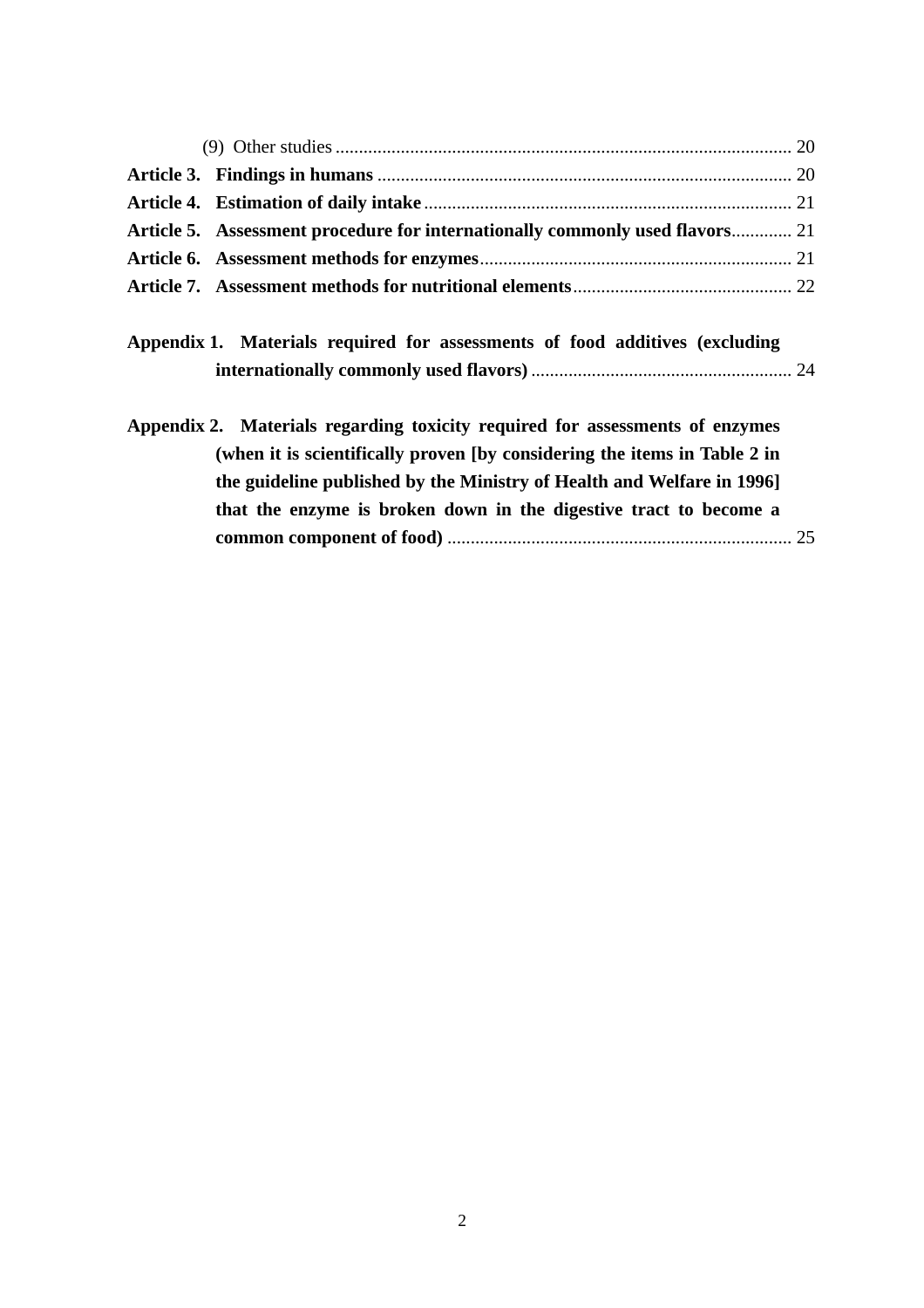(9) Other studies .................................................................................................. 20

**Article 3. Findings in humans** ......................................................................................... 20

**Article 4. Estimation of daily intake** ............................................................................... 21

**Article 5. Assessment procedure for internationally commonly used flavors**............. 21

**Article 6. Assessment methods for enzymes**................................................................... 21

**Article 7. Assessment methods for nutritional elements**................................................ 22

**Appendix 1. Materials required for assessments of food additives (excluding internationally commonly used flavors)** ......................................................... 24

**Appendix 2. Materials regarding toxicity required for assessments of enzymes (when it is scientifically proven [by considering the items in Table 2 in the guideline published by the Ministry of Health and Welfare in 1996] that the enzyme is broken down in the digestive tract to become a common component of food)** .......................................................................... 25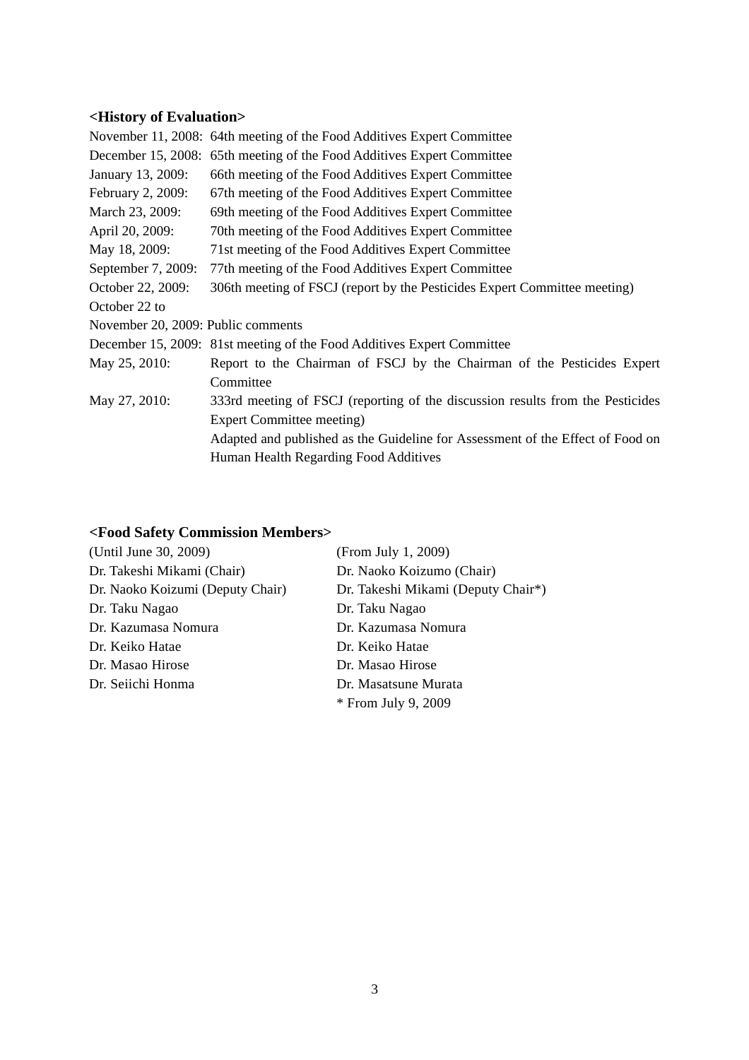**<History of Evaluation>**

November 11, 2008: 64th meeting of the Food Additives Expert Committee
December 15, 2008: 65th meeting of the Food Additives Expert Committee
January 13, 2009: 66th meeting of the Food Additives Expert Committee
February 2, 2009: 67th meeting of the Food Additives Expert Committee
March 23, 2009: 69th meeting of the Food Additives Expert Committee
April 20, 2009: 70th meeting of the Food Additives Expert Committee
May 18, 2009: 71st meeting of the Food Additives Expert Committee
September 7, 2009: 77th meeting of the Food Additives Expert Committee
October 22, 2009: 306th meeting of FSCJ (report by the Pesticides Expert Committee meeting)
October 22 to November 20, 2009: Public comments
December 15, 2009: 81st meeting of the Food Additives Expert Committee
May 25, 2010: Report to the Chairman of FSCJ by the Chairman of the Pesticides Expert Committee
May 27, 2010: 333rd meeting of FSCJ (reporting of the discussion results from the Pesticides Expert Committee meeting)
Adapted and published as the Guideline for Assessment of the Effect of Food on Human Health Regarding Food Additives

**<Food Safety Commission Members>**

| (Until June 30, 2009) | (From July 1, 2009) |
| --- | --- |
| Dr. Takeshi Mikami (Chair) | Dr. Naoko Koizumo (Chair) |
| Dr. Naoko Koizumi (Deputy Chair) | Dr. Takeshi Mikami (Deputy Chair*) |
| Dr. Taku Nagao | Dr. Taku Nagao |
| Dr. Kazumasa Nomura | Dr. Kazumasa Nomura |
| Dr. Keiko Hatae | Dr. Keiko Hatae |
| Dr. Masao Hirose | Dr. Masao Hirose |
| Dr. Seiichi Honma | Dr. Masatsune Murata |
| | * From July 9, 2009 |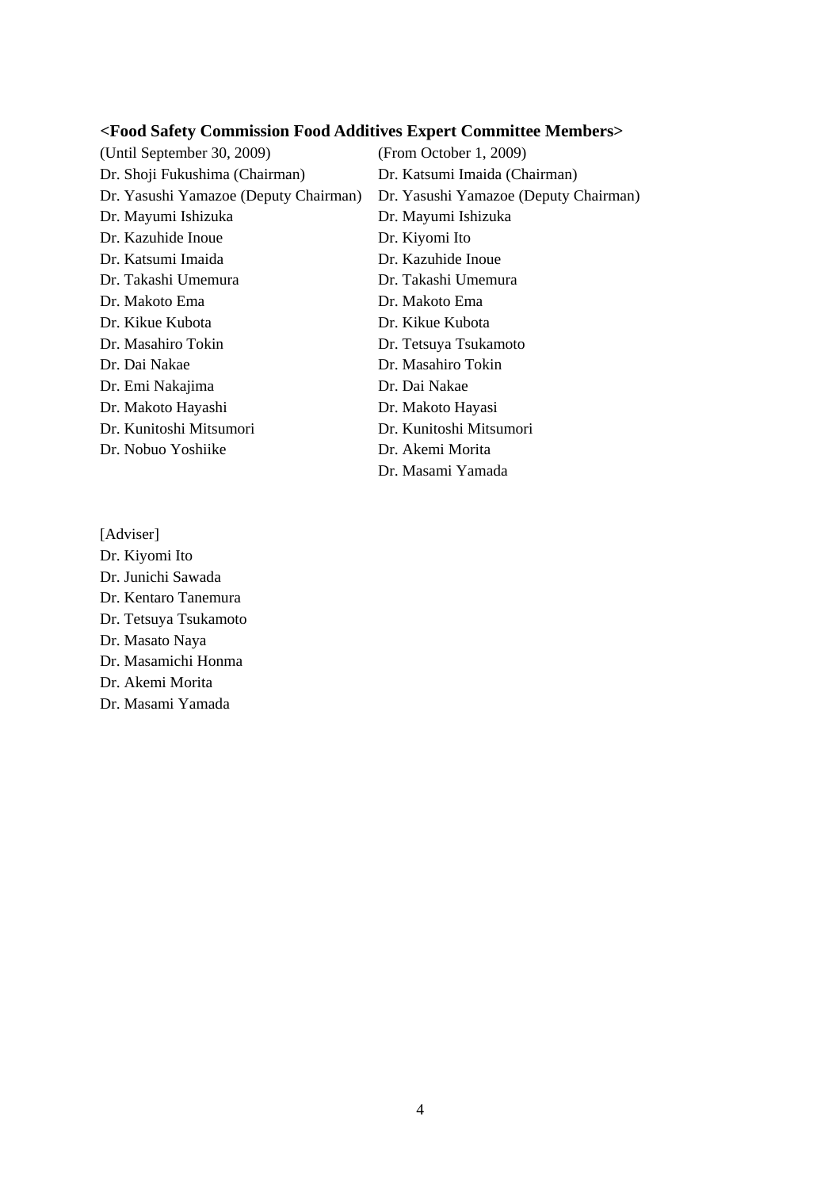**<Food Safety Commission Food Additives Expert Committee Members>**

| (Until September 30, 2009) | (From October 1, 2009) |
| --- | --- |
| Dr. Shoji Fukushima (Chairman) | Dr. Katsumi Imaida (Chairman) |
| Dr. Yasushi Yamazoe (Deputy Chairman) | Dr. Yasushi Yamazoe (Deputy Chairman) |
| Dr. Mayumi Ishizuka | Dr. Mayumi Ishizuka |
| Dr. Kazuhide Inoue | Dr. Kiyomi Ito |
| Dr. Katsumi Imaida | Dr. Kazuhide Inoue |
| Dr. Takashi Umemura | Dr. Takashi Umemura |
| Dr. Makoto Ema | Dr. Makoto Ema |
| Dr. Kikue Kubota | Dr. Kikue Kubota |
| Dr. Masahiro Tokin | Dr. Tetsuya Tsukamoto |
| Dr. Dai Nakae | Dr. Masahiro Tokin |
| Dr. Emi Nakajima | Dr. Dai Nakae |
| Dr. Makoto Hayashi | Dr. Makoto Hayasi |
| Dr. Kunitoshi Mitsumori | Dr. Kunitoshi Mitsumori |
| Dr. Nobuo Yoshiike | Dr. Akemi Morita |
| | Dr. Masami Yamada |

[Adviser]

Dr. Kiyomi Ito
Dr. Junichi Sawada
Dr. Kentaro Tanemura
Dr. Tetsuya Tsukamoto
Dr. Masato Naya
Dr. Masamichi Honma
Dr. Akemi Morita
Dr. Masami Yamada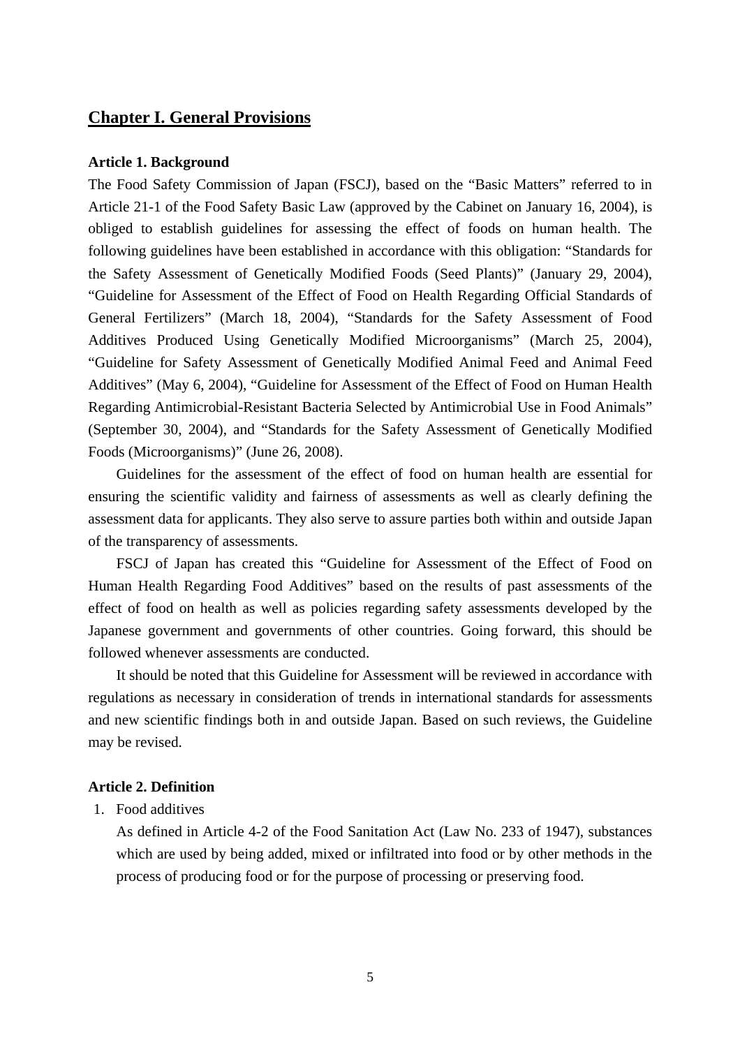## Chapter I. General Provisions

### Article 1. Background

The Food Safety Commission of Japan (FSCJ), based on the "Basic Matters" referred to in Article 21-1 of the Food Safety Basic Law (approved by the Cabinet on January 16, 2004), is obliged to establish guidelines for assessing the effect of foods on human health. The following guidelines have been established in accordance with this obligation: "Standards for the Safety Assessment of Genetically Modified Foods (Seed Plants)" (January 29, 2004), "Guideline for Assessment of the Effect of Food on Health Regarding Official Standards of General Fertilizers" (March 18, 2004), "Standards for the Safety Assessment of Food Additives Produced Using Genetically Modified Microorganisms" (March 25, 2004), "Guideline for Safety Assessment of Genetically Modified Animal Feed and Animal Feed Additives" (May 6, 2004), "Guideline for Assessment of the Effect of Food on Human Health Regarding Antimicrobial-Resistant Bacteria Selected by Antimicrobial Use in Food Animals" (September 30, 2004), and "Standards for the Safety Assessment of Genetically Modified Foods (Microorganisms)" (June 26, 2008).

Guidelines for the assessment of the effect of food on human health are essential for ensuring the scientific validity and fairness of assessments as well as clearly defining the assessment data for applicants. They also serve to assure parties both within and outside Japan of the transparency of assessments.

FSCJ of Japan has created this "Guideline for Assessment of the Effect of Food on Human Health Regarding Food Additives" based on the results of past assessments of the effect of food on health as well as policies regarding safety assessments developed by the Japanese government and governments of other countries. Going forward, this should be followed whenever assessments are conducted.

It should be noted that this Guideline for Assessment will be reviewed in accordance with regulations as necessary in consideration of trends in international standards for assessments and new scientific findings both in and outside Japan. Based on such reviews, the Guideline may be revised.

### Article 2. Definition

1. Food additives

   As defined in Article 4-2 of the Food Sanitation Act (Law No. 233 of 1947), substances which are used by being added, mixed or infiltrated into food or by other methods in the process of producing food or for the purpose of processing or preserving food.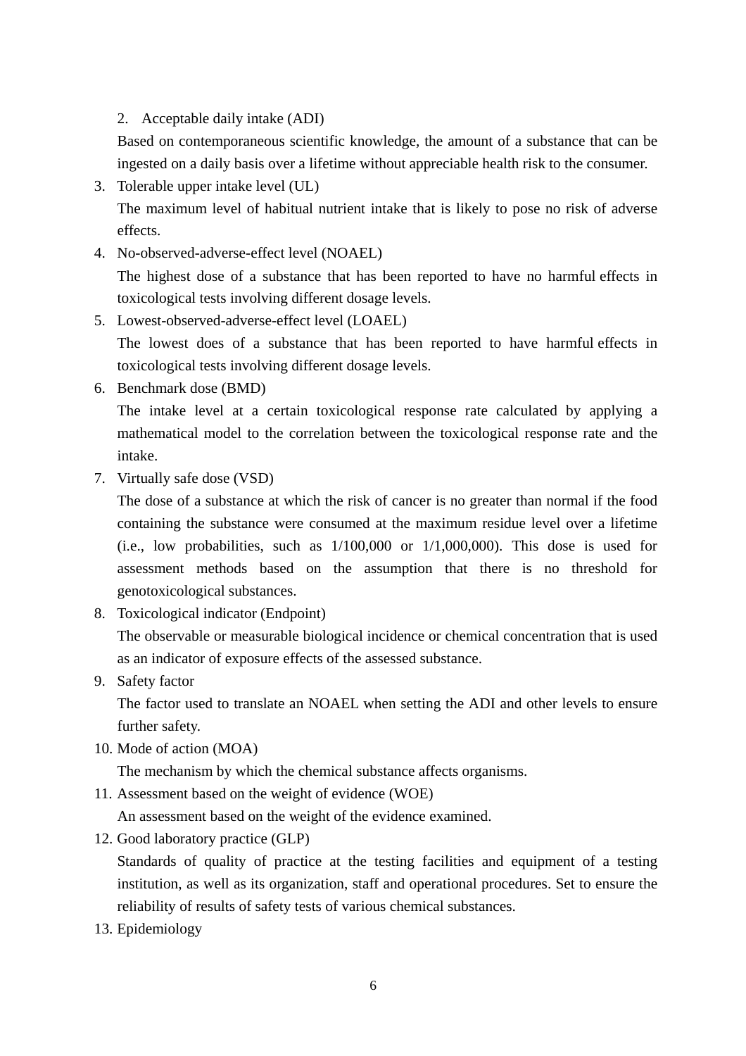2. Acceptable daily intake (ADI)

   Based on contemporaneous scientific knowledge, the amount of a substance that can be ingested on a daily basis over a lifetime without appreciable health risk to the consumer.

3. Tolerable upper intake level (UL)

   The maximum level of habitual nutrient intake that is likely to pose no risk of adverse effects.

4. No-observed-adverse-effect level (NOAEL)

   The highest dose of a substance that has been reported to have no harmful effects in toxicological tests involving different dosage levels.

5. Lowest-observed-adverse-effect level (LOAEL)

   The lowest does of a substance that has been reported to have harmful effects in toxicological tests involving different dosage levels.

6. Benchmark dose (BMD)

   The intake level at a certain toxicological response rate calculated by applying a mathematical model to the correlation between the toxicological response rate and the intake.

7. Virtually safe dose (VSD)

   The dose of a substance at which the risk of cancer is no greater than normal if the food containing the substance were consumed at the maximum residue level over a lifetime (i.e., low probabilities, such as 1/100,000 or 1/1,000,000). This dose is used for assessment methods based on the assumption that there is no threshold for genotoxicological substances.

8. Toxicological indicator (Endpoint)

   The observable or measurable biological incidence or chemical concentration that is used as an indicator of exposure effects of the assessed substance.

9. Safety factor

   The factor used to translate an NOAEL when setting the ADI and other levels to ensure further safety.

10. Mode of action (MOA)

    The mechanism by which the chemical substance affects organisms.

11. Assessment based on the weight of evidence (WOE)

    An assessment based on the weight of the evidence examined.

12. Good laboratory practice (GLP)

    Standards of quality of practice at the testing facilities and equipment of a testing institution, as well as its organization, staff and operational procedures. Set to ensure the reliability of results of safety tests of various chemical substances.

13. Epidemiology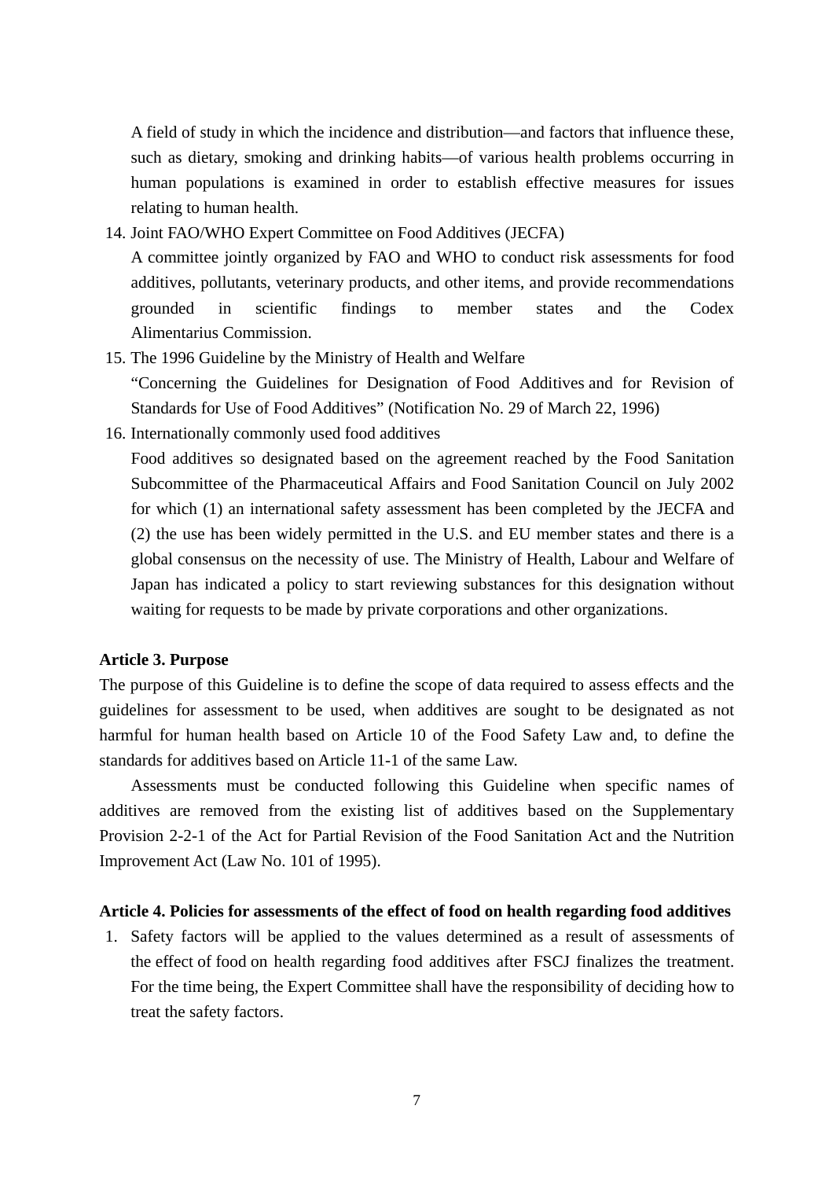A field of study in which the incidence and distribution—and factors that influence these, such as dietary, smoking and drinking habits—of various health problems occurring in human populations is examined in order to establish effective measures for issues relating to human health.

14. Joint FAO/WHO Expert Committee on Food Additives (JECFA)

    A committee jointly organized by FAO and WHO to conduct risk assessments for food additives, pollutants, veterinary products, and other items, and provide recommendations grounded in scientific findings to member states and the Codex Alimentarius Commission.

15. The 1996 Guideline by the Ministry of Health and Welfare

    "Concerning the Guidelines for Designation of Food Additives and for Revision of Standards for Use of Food Additives" (Notification No. 29 of March 22, 1996)

16. Internationally commonly used food additives

    Food additives so designated based on the agreement reached by the Food Sanitation Subcommittee of the Pharmaceutical Affairs and Food Sanitation Council on July 2002 for which (1) an international safety assessment has been completed by the JECFA and (2) the use has been widely permitted in the U.S. and EU member states and there is a global consensus on the necessity of use. The Ministry of Health, Labour and Welfare of Japan has indicated a policy to start reviewing substances for this designation without waiting for requests to be made by private corporations and other organizations.

**Article 3. Purpose**

The purpose of this Guideline is to define the scope of data required to assess effects and the guidelines for assessment to be used, when additives are sought to be designated as not harmful for human health based on Article 10 of the Food Safety Law and, to define the standards for additives based on Article 11-1 of the same Law.

Assessments must be conducted following this Guideline when specific names of additives are removed from the existing list of additives based on the Supplementary Provision 2-2-1 of the Act for Partial Revision of the Food Sanitation Act and the Nutrition Improvement Act (Law No. 101 of 1995).

**Article 4. Policies for assessments of the effect of food on health regarding food additives**

1. Safety factors will be applied to the values determined as a result of assessments of the effect of food on health regarding food additives after FSCJ finalizes the treatment. For the time being, the Expert Committee shall have the responsibility of deciding how to treat the safety factors.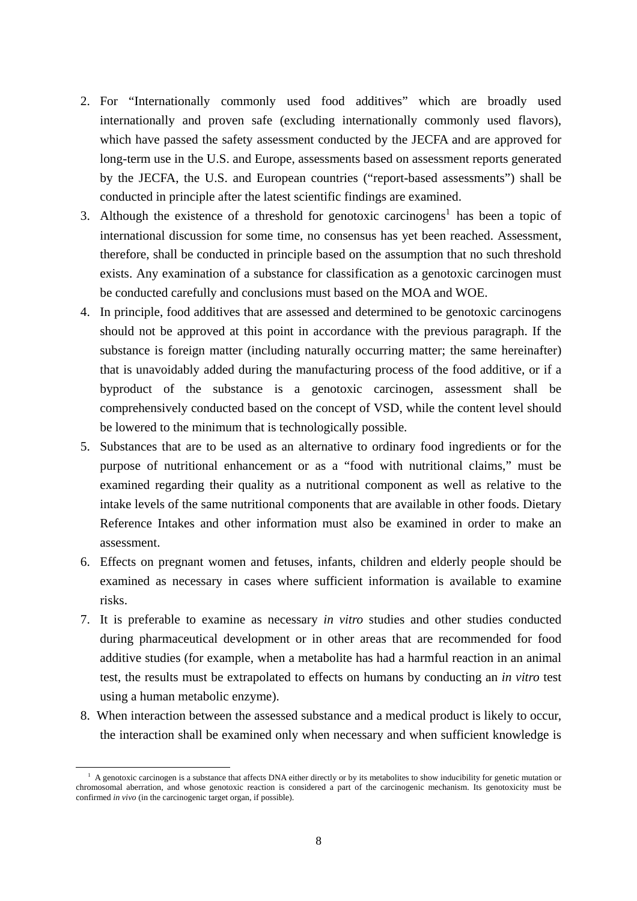2. For "Internationally commonly used food additives" which are broadly used internationally and proven safe (excluding internationally commonly used flavors), which have passed the safety assessment conducted by the JECFA and are approved for long-term use in the U.S. and Europe, assessments based on assessment reports generated by the JECFA, the U.S. and European countries ("report-based assessments") shall be conducted in principle after the latest scientific findings are examined.
3. Although the existence of a threshold for genotoxic carcinogens[1] has been a topic of international discussion for some time, no consensus has yet been reached. Assessment, therefore, shall be conducted in principle based on the assumption that no such threshold exists. Any examination of a substance for classification as a genotoxic carcinogen must be conducted carefully and conclusions must based on the MOA and WOE.
4. In principle, food additives that are assessed and determined to be genotoxic carcinogens should not be approved at this point in accordance with the previous paragraph. If the substance is foreign matter (including naturally occurring matter; the same hereinafter) that is unavoidably added during the manufacturing process of the food additive, or if a byproduct of the substance is a genotoxic carcinogen, assessment shall be comprehensively conducted based on the concept of VSD, while the content level should be lowered to the minimum that is technologically possible.
5. Substances that are to be used as an alternative to ordinary food ingredients or for the purpose of nutritional enhancement or as a "food with nutritional claims," must be examined regarding their quality as a nutritional component as well as relative to the intake levels of the same nutritional components that are available in other foods. Dietary Reference Intakes and other information must also be examined in order to make an assessment.
6. Effects on pregnant women and fetuses, infants, children and elderly people should be examined as necessary in cases where sufficient information is available to examine risks.
7. It is preferable to examine as necessary *in vitro* studies and other studies conducted during pharmaceutical development or in other areas that are recommended for food additive studies (for example, when a metabolite has had a harmful reaction in an animal test, the results must be extrapolated to effects on humans by conducting an *in vitro* test using a human metabolic enzyme).
8. When interaction between the assessed substance and a medical product is likely to occur, the interaction shall be examined only when necessary and when sufficient knowledge is

---

[1] A genotoxic carcinogen is a substance that affects DNA either directly or by its metabolites to show inducibility for genetic mutation or chromosomal aberration, and whose genotoxic reaction is considered a part of the carcinogenic mechanism. Its genotoxicity must be confirmed *in vivo* (in the carcinogenic target organ, if possible).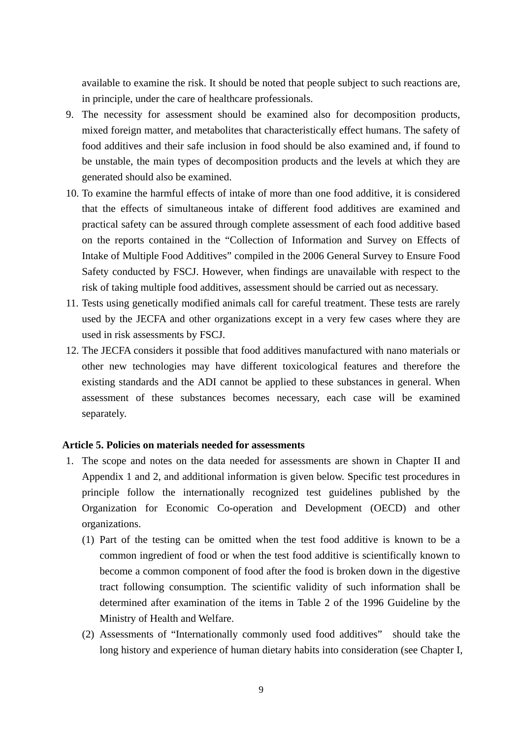available to examine the risk. It should be noted that people subject to such reactions are, in principle, under the care of healthcare professionals.

9. The necessity for assessment should be examined also for decomposition products, mixed foreign matter, and metabolites that characteristically effect humans. The safety of food additives and their safe inclusion in food should be also examined and, if found to be unstable, the main types of decomposition products and the levels at which they are generated should also be examined.
10. To examine the harmful effects of intake of more than one food additive, it is considered that the effects of simultaneous intake of different food additives are examined and practical safety can be assured through complete assessment of each food additive based on the reports contained in the "Collection of Information and Survey on Effects of Intake of Multiple Food Additives" compiled in the 2006 General Survey to Ensure Food Safety conducted by FSCJ. However, when findings are unavailable with respect to the risk of taking multiple food additives, assessment should be carried out as necessary.
11. Tests using genetically modified animals call for careful treatment. These tests are rarely used by the JECFA and other organizations except in a very few cases where they are used in risk assessments by FSCJ.
12. The JECFA considers it possible that food additives manufactured with nano materials or other new technologies may have different toxicological features and therefore the existing standards and the ADI cannot be applied to these substances in general. When assessment of these substances becomes necessary, each case will be examined separately.

**Article 5. Policies on materials needed for assessments**

1. The scope and notes on the data needed for assessments are shown in Chapter II and Appendix 1 and 2, and additional information is given below. Specific test procedures in principle follow the internationally recognized test guidelines published by the Organization for Economic Co-operation and Development (OECD) and other organizations.
   (1) Part of the testing can be omitted when the test food additive is known to be a common ingredient of food or when the test food additive is scientifically known to become a common component of food after the food is broken down in the digestive tract following consumption. The scientific validity of such information shall be determined after examination of the items in Table 2 of the 1996 Guideline by the Ministry of Health and Welfare.
   (2) Assessments of "Internationally commonly used food additives" should take the long history and experience of human dietary habits into consideration (see Chapter I,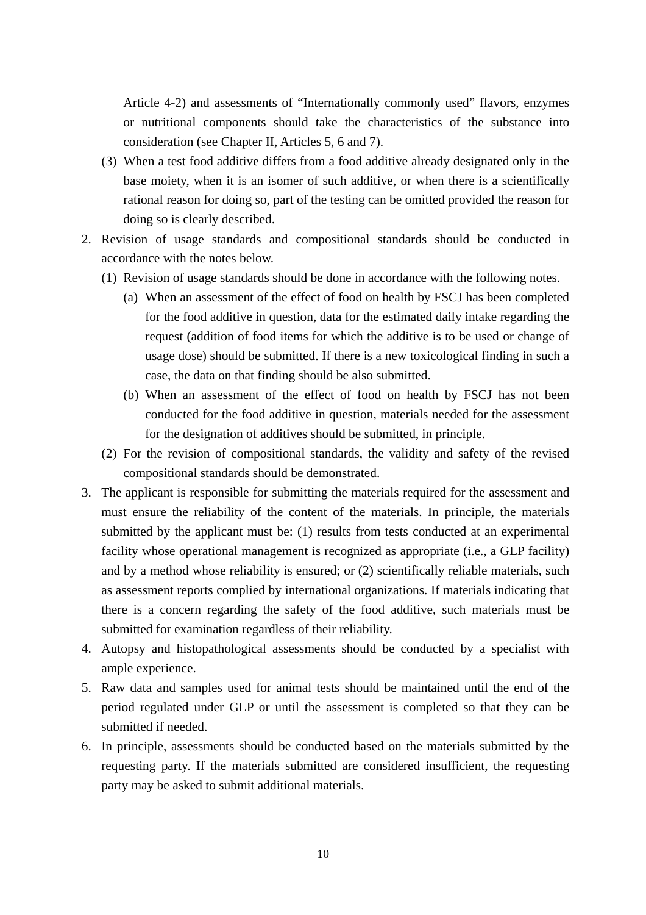Article 4-2) and assessments of “Internationally commonly used” flavors, enzymes or nutritional components should take the characteristics of the substance into consideration (see Chapter II, Articles 5, 6 and 7).

(3) When a test food additive differs from a food additive already designated only in the base moiety, when it is an isomer of such additive, or when there is a scientifically rational reason for doing so, part of the testing can be omitted provided the reason for doing so is clearly described.

2. Revision of usage standards and compositional standards should be conducted in accordance with the notes below.
   (1) Revision of usage standards should be done in accordance with the following notes.
      (a) When an assessment of the effect of food on health by FSCJ has been completed for the food additive in question, data for the estimated daily intake regarding the request (addition of food items for which the additive is to be used or change of usage dose) should be submitted. If there is a new toxicological finding in such a case, the data on that finding should be also submitted.
      (b) When an assessment of the effect of food on health by FSCJ has not been conducted for the food additive in question, materials needed for the assessment for the designation of additives should be submitted, in principle.
   (2) For the revision of compositional standards, the validity and safety of the revised compositional standards should be demonstrated.
3. The applicant is responsible for submitting the materials required for the assessment and must ensure the reliability of the content of the materials. In principle, the materials submitted by the applicant must be: (1) results from tests conducted at an experimental facility whose operational management is recognized as appropriate (i.e., a GLP facility) and by a method whose reliability is ensured; or (2) scientifically reliable materials, such as assessment reports complied by international organizations. If materials indicating that there is a concern regarding the safety of the food additive, such materials must be submitted for examination regardless of their reliability.
4. Autopsy and histopathological assessments should be conducted by a specialist with ample experience.
5. Raw data and samples used for animal tests should be maintained until the end of the period regulated under GLP or until the assessment is completed so that they can be submitted if needed.
6. In principle, assessments should be conducted based on the materials submitted by the requesting party. If the materials submitted are considered insufficient, the requesting party may be asked to submit additional materials.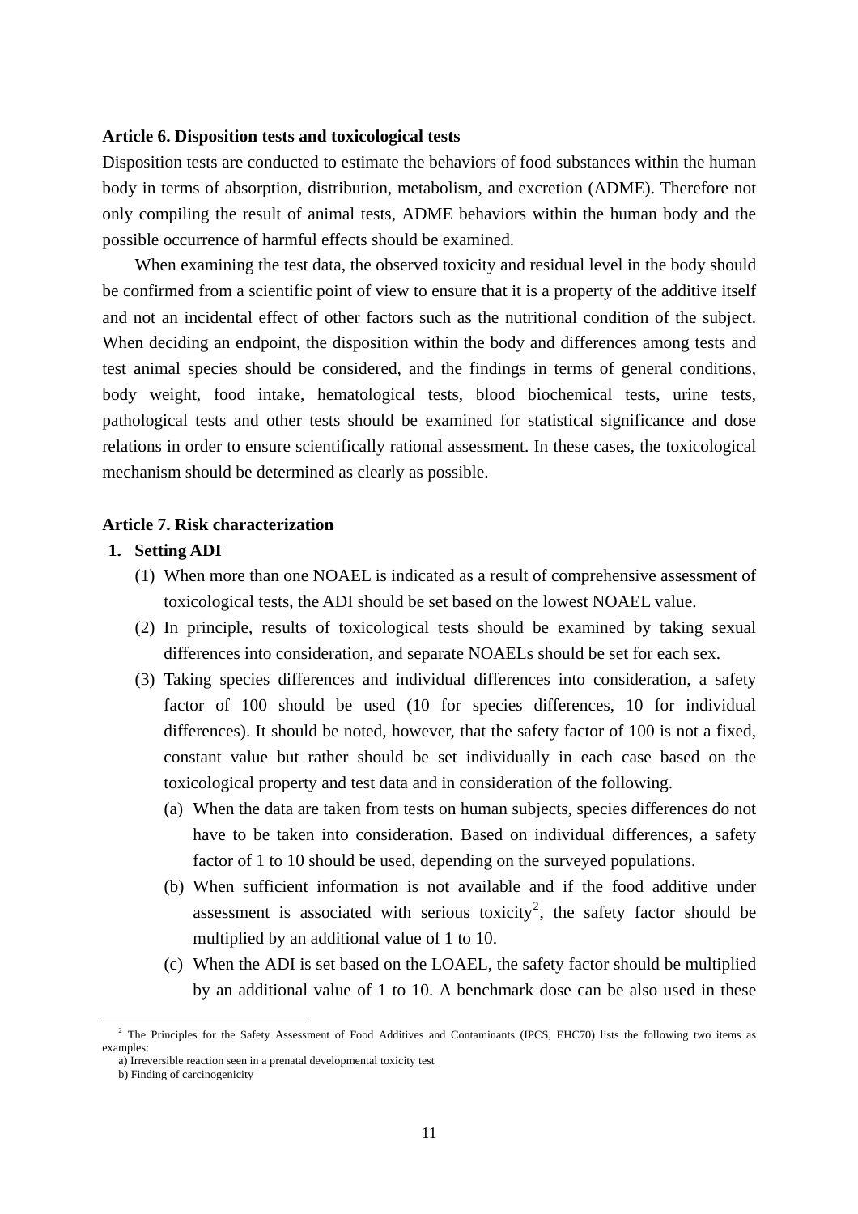### Article 6. Disposition tests and toxicological tests

Disposition tests are conducted to estimate the behaviors of food substances within the human body in terms of absorption, distribution, metabolism, and excretion (ADME). Therefore not only compiling the result of animal tests, ADME behaviors within the human body and the possible occurrence of harmful effects should be examined.

When examining the test data, the observed toxicity and residual level in the body should be confirmed from a scientific point of view to ensure that it is a property of the additive itself and not an incidental effect of other factors such as the nutritional condition of the subject. When deciding an endpoint, the disposition within the body and differences among tests and test animal species should be considered, and the findings in terms of general conditions, body weight, food intake, hematological tests, blood biochemical tests, urine tests, pathological tests and other tests should be examined for statistical significance and dose relations in order to ensure scientifically rational assessment. In these cases, the toxicological mechanism should be determined as clearly as possible.

### Article 7. Risk characterization

1. **Setting ADI**
   (1) When more than one NOAEL is indicated as a result of comprehensive assessment of toxicological tests, the ADI should be set based on the lowest NOAEL value.
   (2) In principle, results of toxicological tests should be examined by taking sexual differences into consideration, and separate NOAELs should be set for each sex.
   (3) Taking species differences and individual differences into consideration, a safety factor of 100 should be used (10 for species differences, 10 for individual differences). It should be noted, however, that the safety factor of 100 is not a fixed, constant value but rather should be set individually in each case based on the toxicological property and test data and in consideration of the following.
      (a) When the data are taken from tests on human subjects, species differences do not have to be taken into consideration. Based on individual differences, a safety factor of 1 to 10 should be used, depending on the surveyed populations.
      (b) When sufficient information is not available and if the food additive under assessment is associated with serious toxicity[2], the safety factor should be multiplied by an additional value of 1 to 10.
      (c) When the ADI is set based on the LOAEL, the safety factor should be multiplied by an additional value of 1 to 10. A benchmark dose can be also used in these

---

[2] The Principles for the Safety Assessment of Food Additives and Contaminants (IPCS, EHC70) lists the following two items as examples:
a) Irreversible reaction seen in a prenatal developmental toxicity test
b) Finding of carcinogenicity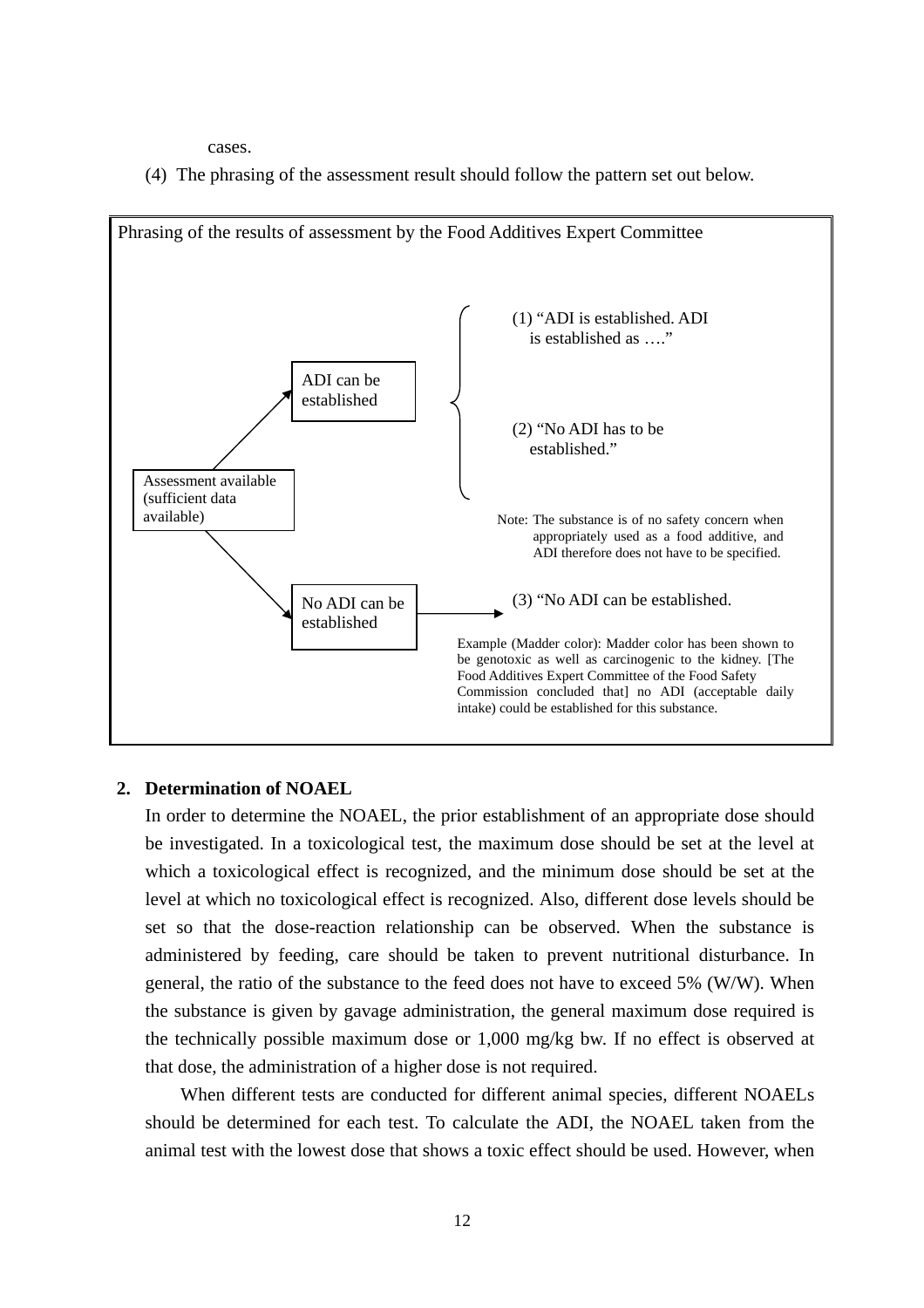cases.

(4) The phrasing of the assessment result should follow the pattern set out below.

Phrasing of the results of assessment by the Food Additives Expert Committee

Assessment available (sufficient data available)

- ADI can be established
  - (1) "ADI is established. ADI is established as …."
  - (2) "No ADI has to be established."

    Note: The substance is of no safety concern when appropriately used as a food additive, and ADI therefore does not have to be specified.
- No ADI can be established
  - (3) "No ADI can be established.

    Example (Madder color): Madder color has been shown to be genotoxic as well as carcinogenic to the kidney. [The Food Additives Expert Committee of the Food Safety Commission concluded that] no ADI (acceptable daily intake) could be established for this substance.

**2. Determination of NOAEL**

In order to determine the NOAEL, the prior establishment of an appropriate dose should be investigated. In a toxicological test, the maximum dose should be set at the level at which a toxicological effect is recognized, and the minimum dose should be set at the level at which no toxicological effect is recognized. Also, different dose levels should be set so that the dose-reaction relationship can be observed. When the substance is administered by feeding, care should be taken to prevent nutritional disturbance. In general, the ratio of the substance to the feed does not have to exceed 5% (W/W). When the substance is given by gavage administration, the general maximum dose required is the technically possible maximum dose or 1,000 mg/kg bw. If no effect is observed at that dose, the administration of a higher dose is not required.

When different tests are conducted for different animal species, different NOAELs should be determined for each test. To calculate the ADI, the NOAEL taken from the animal test with the lowest dose that shows a toxic effect should be used. However, when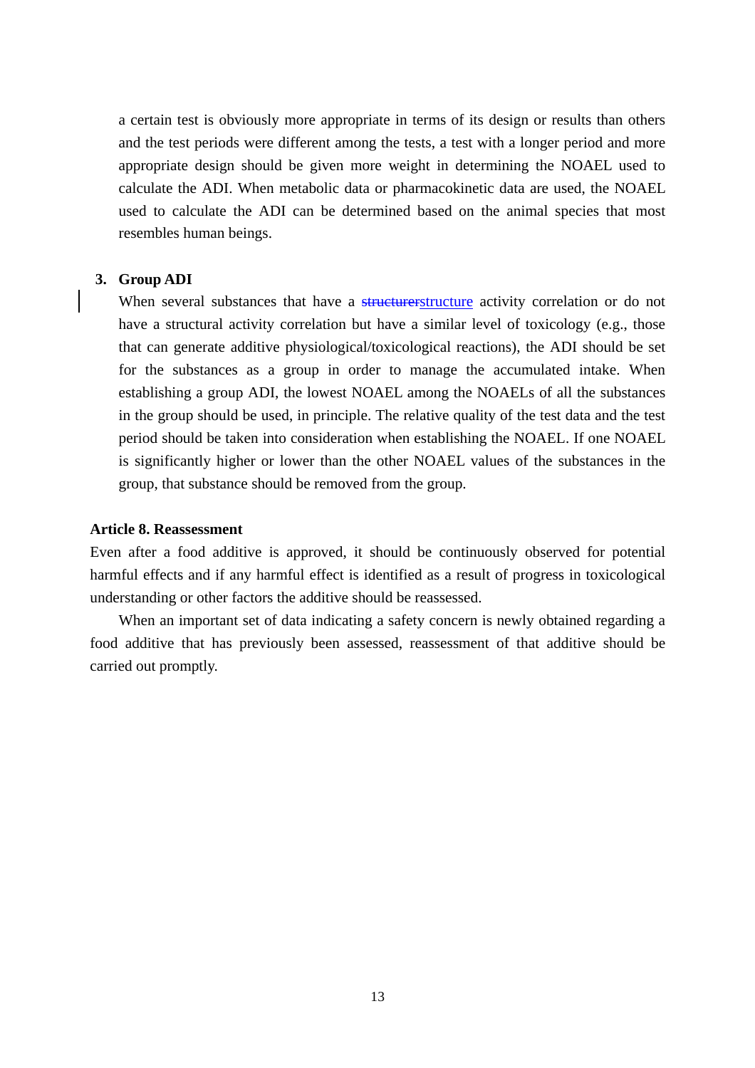a certain test is obviously more appropriate in terms of its design or results than others and the test periods were different among the tests, a test with a longer period and more appropriate design should be given more weight in determining the NOAEL used to calculate the ADI. When metabolic data or pharmacokinetic data are used, the NOAEL used to calculate the ADI can be determined based on the animal species that most resembles human beings.

**3. Group ADI**

When several substances that have a ~~structurer~~structure activity correlation or do not have a structural activity correlation but have a similar level of toxicology (e.g., those that can generate additive physiological/toxicological reactions), the ADI should be set for the substances as a group in order to manage the accumulated intake. When establishing a group ADI, the lowest NOAEL among the NOAELs of all the substances in the group should be used, in principle. The relative quality of the test data and the test period should be taken into consideration when establishing the NOAEL. If one NOAEL is significantly higher or lower than the other NOAEL values of the substances in the group, that substance should be removed from the group.

### Article 8. Reassessment

Even after a food additive is approved, it should be continuously observed for potential harmful effects and if any harmful effect is identified as a result of progress in toxicological understanding or other factors the additive should be reassessed.

When an important set of data indicating a safety concern is newly obtained regarding a food additive that has previously been assessed, reassessment of that additive should be carried out promptly.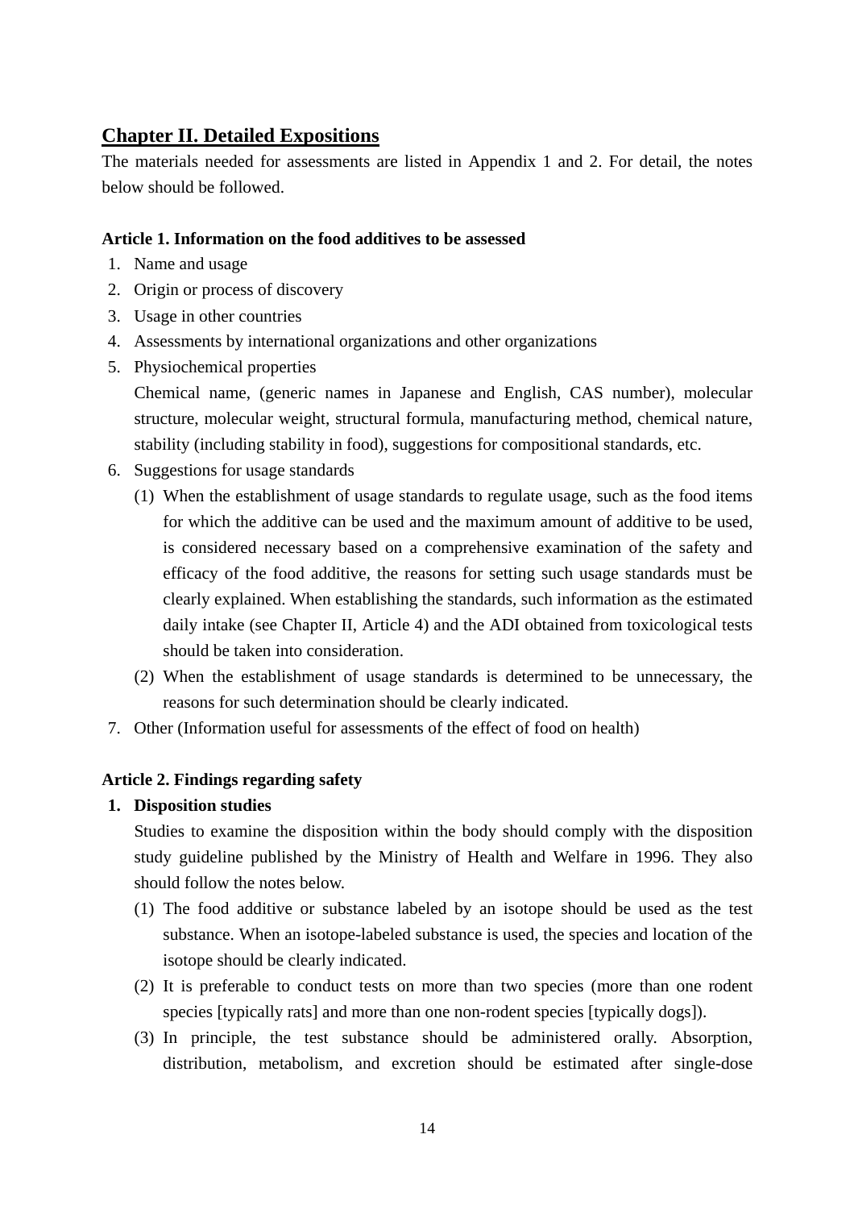## Chapter II. Detailed Expositions

The materials needed for assessments are listed in Appendix 1 and 2. For detail, the notes below should be followed.

**Article 1. Information on the food additives to be assessed**

1. Name and usage
2. Origin or process of discovery
3. Usage in other countries
4. Assessments by international organizations and other organizations
5. Physiochemical properties

   Chemical name, (generic names in Japanese and English, CAS number), molecular structure, molecular weight, structural formula, manufacturing method, chemical nature, stability (including stability in food), suggestions for compositional standards, etc.
6. Suggestions for usage standards
   (1) When the establishment of usage standards to regulate usage, such as the food items for which the additive can be used and the maximum amount of additive to be used, is considered necessary based on a comprehensive examination of the safety and efficacy of the food additive, the reasons for setting such usage standards must be clearly explained. When establishing the standards, such information as the estimated daily intake (see Chapter II, Article 4) and the ADI obtained from toxicological tests should be taken into consideration.
   (2) When the establishment of usage standards is determined to be unnecessary, the reasons for such determination should be clearly indicated.
7. Other (Information useful for assessments of the effect of food on health)

**Article 2. Findings regarding safety**

1. **Disposition studies**

   Studies to examine the disposition within the body should comply with the disposition study guideline published by the Ministry of Health and Welfare in 1996. They also should follow the notes below.
   (1) The food additive or substance labeled by an isotope should be used as the test substance. When an isotope-labeled substance is used, the species and location of the isotope should be clearly indicated.
   (2) It is preferable to conduct tests on more than two species (more than one rodent species [typically rats] and more than one non-rodent species [typically dogs]).
   (3) In principle, the test substance should be administered orally. Absorption, distribution, metabolism, and excretion should be estimated after single-dose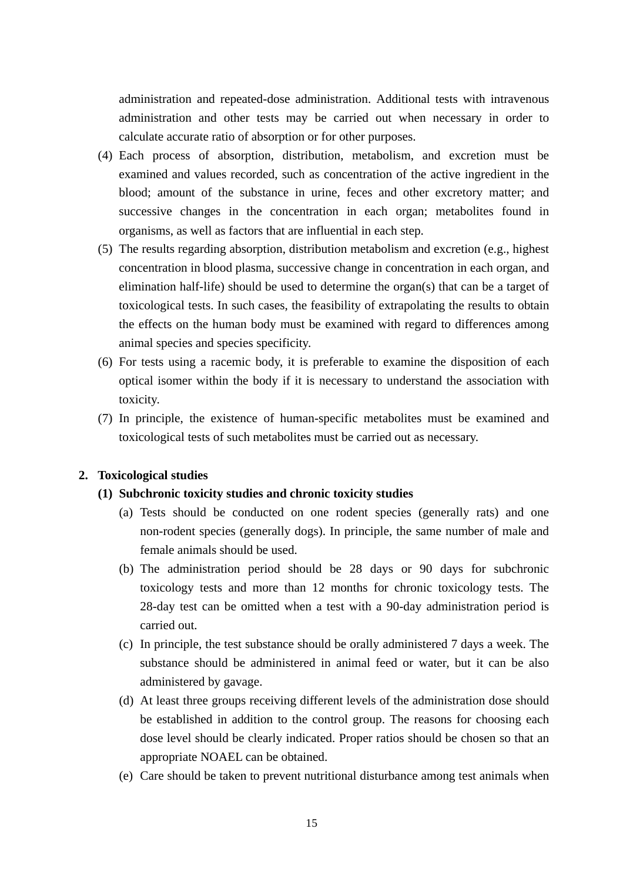administration and repeated-dose administration. Additional tests with intravenous administration and other tests may be carried out when necessary in order to calculate accurate ratio of absorption or for other purposes.

(4) Each process of absorption, distribution, metabolism, and excretion must be examined and values recorded, such as concentration of the active ingredient in the blood; amount of the substance in urine, feces and other excretory matter; and successive changes in the concentration in each organ; metabolites found in organisms, as well as factors that are influential in each step.

(5) The results regarding absorption, distribution metabolism and excretion (e.g., highest concentration in blood plasma, successive change in concentration in each organ, and elimination half-life) should be used to determine the organ(s) that can be a target of toxicological tests. In such cases, the feasibility of extrapolating the results to obtain the effects on the human body must be examined with regard to differences among animal species and species specificity.

(6) For tests using a racemic body, it is preferable to examine the disposition of each optical isomer within the body if it is necessary to understand the association with toxicity.

(7) In principle, the existence of human-specific metabolites must be examined and toxicological tests of such metabolites must be carried out as necessary.

## 2. Toxicological studies

### (1) Subchronic toxicity studies and chronic toxicity studies

(a) Tests should be conducted on one rodent species (generally rats) and one non-rodent species (generally dogs). In principle, the same number of male and female animals should be used.

(b) The administration period should be 28 days or 90 days for subchronic toxicology tests and more than 12 months for chronic toxicology tests. The 28-day test can be omitted when a test with a 90-day administration period is carried out.

(c) In principle, the test substance should be orally administered 7 days a week. The substance should be administered in animal feed or water, but it can be also administered by gavage.

(d) At least three groups receiving different levels of the administration dose should be established in addition to the control group. The reasons for choosing each dose level should be clearly indicated. Proper ratios should be chosen so that an appropriate NOAEL can be obtained.

(e) Care should be taken to prevent nutritional disturbance among test animals when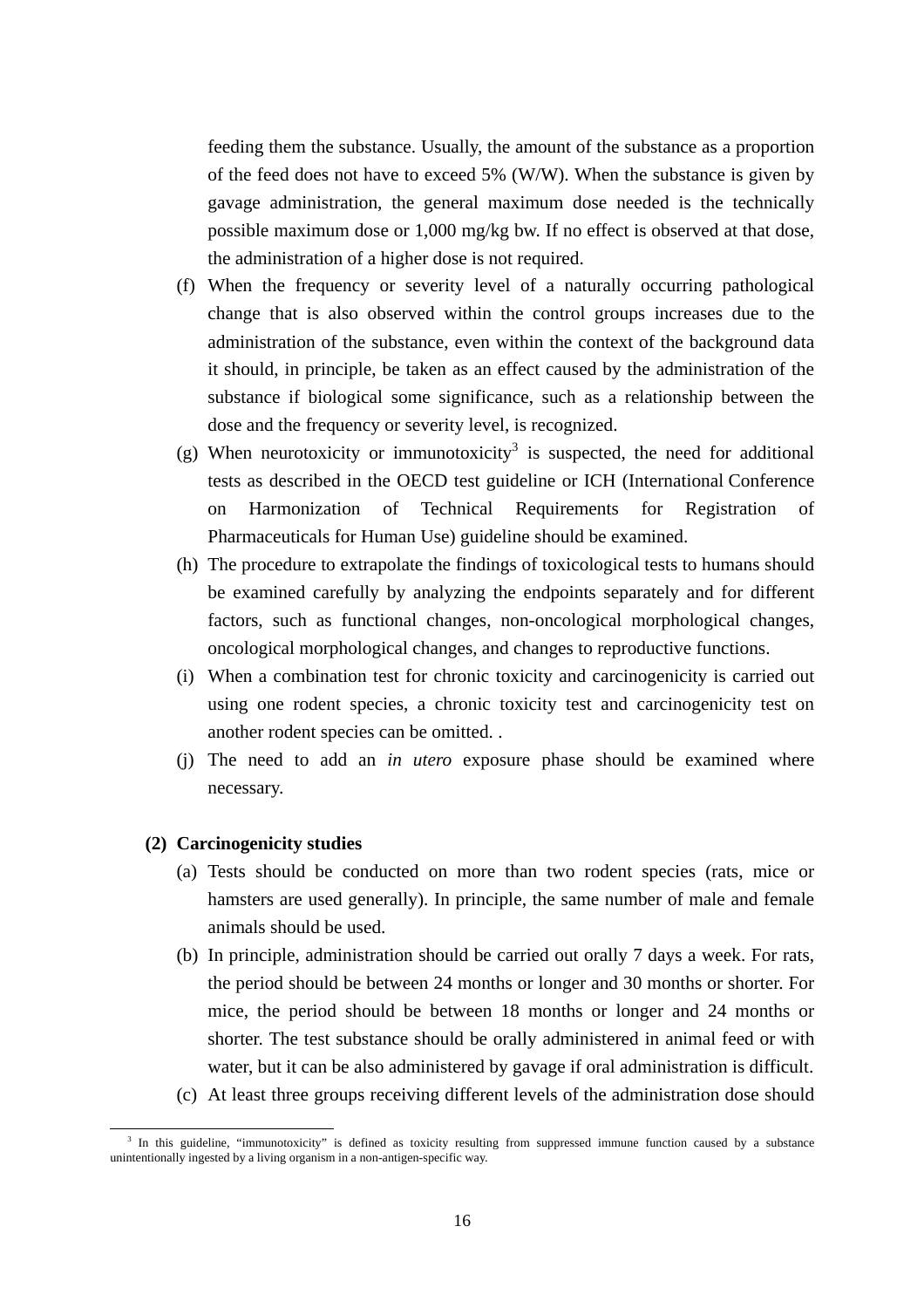feeding them the substance. Usually, the amount of the substance as a proportion of the feed does not have to exceed 5% (W/W). When the substance is given by gavage administration, the general maximum dose needed is the technically possible maximum dose or 1,000 mg/kg bw. If no effect is observed at that dose, the administration of a higher dose is not required.

(f) When the frequency or severity level of a naturally occurring pathological change that is also observed within the control groups increases due to the administration of the substance, even within the context of the background data it should, in principle, be taken as an effect caused by the administration of the substance if biological some significance, such as a relationship between the dose and the frequency or severity level, is recognized.

(g) When neurotoxicity or immunotoxicity[3] is suspected, the need for additional tests as described in the OECD test guideline or ICH (International Conference on Harmonization of Technical Requirements for Registration of Pharmaceuticals for Human Use) guideline should be examined.

(h) The procedure to extrapolate the findings of toxicological tests to humans should be examined carefully by analyzing the endpoints separately and for different factors, such as functional changes, non-oncological morphological changes, oncological morphological changes, and changes to reproductive functions.

(i) When a combination test for chronic toxicity and carcinogenicity is carried out using one rodent species, a chronic toxicity test and carcinogenicity test on another rodent species can be omitted. .

(j) The need to add an *in utero* exposure phase should be examined where necessary.

**(2) Carcinogenicity studies**

(a) Tests should be conducted on more than two rodent species (rats, mice or hamsters are used generally). In principle, the same number of male and female animals should be used.

(b) In principle, administration should be carried out orally 7 days a week. For rats, the period should be between 24 months or longer and 30 months or shorter. For mice, the period should be between 18 months or longer and 24 months or shorter. The test substance should be orally administered in animal feed or with water, but it can be also administered by gavage if oral administration is difficult.

(c) At least three groups receiving different levels of the administration dose should

---

[3] In this guideline, "immunotoxicity" is defined as toxicity resulting from suppressed immune function caused by a substance unintentionally ingested by a living organism in a non-antigen-specific way.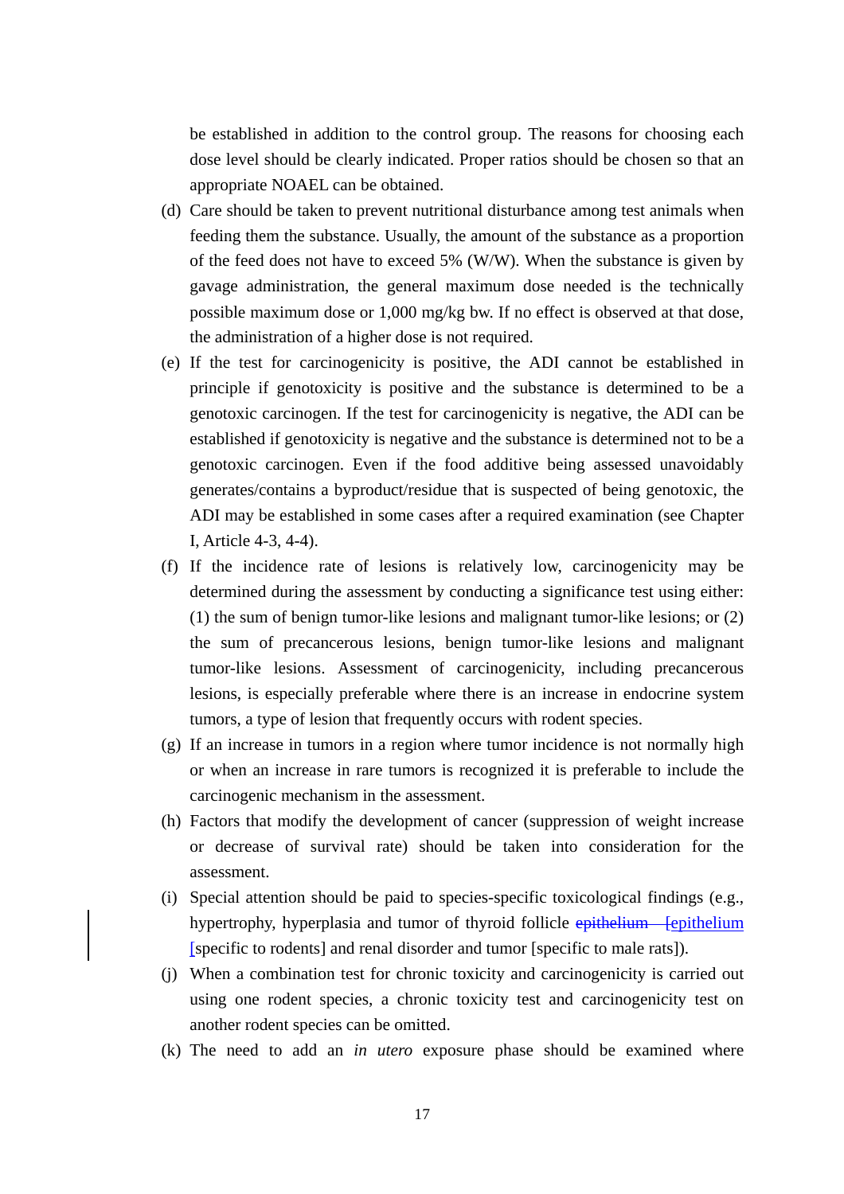be established in addition to the control group. The reasons for choosing each dose level should be clearly indicated. Proper ratios should be chosen so that an appropriate NOAEL can be obtained.

(d) Care should be taken to prevent nutritional disturbance among test animals when feeding them the substance. Usually, the amount of the substance as a proportion of the feed does not have to exceed 5% (W/W). When the substance is given by gavage administration, the general maximum dose needed is the technically possible maximum dose or 1,000 mg/kg bw. If no effect is observed at that dose, the administration of a higher dose is not required.

(e) If the test for carcinogenicity is positive, the ADI cannot be established in principle if genotoxicity is positive and the substance is determined to be a genotoxic carcinogen. If the test for carcinogenicity is negative, the ADI can be established if genotoxicity is negative and the substance is determined not to be a genotoxic carcinogen. Even if the food additive being assessed unavoidably generates/contains a byproduct/residue that is suspected of being genotoxic, the ADI may be established in some cases after a required examination (see Chapter I, Article 4-3, 4-4).

(f) If the incidence rate of lesions is relatively low, carcinogenicity may be determined during the assessment by conducting a significance test using either: (1) the sum of benign tumor-like lesions and malignant tumor-like lesions; or (2) the sum of precancerous lesions, benign tumor-like lesions and malignant tumor-like lesions. Assessment of carcinogenicity, including precancerous lesions, is especially preferable where there is an increase in endocrine system tumors, a type of lesion that frequently occurs with rodent species.

(g) If an increase in tumors in a region where tumor incidence is not normally high or when an increase in rare tumors is recognized it is preferable to include the carcinogenic mechanism in the assessment.

(h) Factors that modify the development of cancer (suppression of weight increase or decrease of survival rate) should be taken into consideration for the assessment.

(i) Special attention should be paid to species-specific toxicological findings (e.g., hypertrophy, hyperplasia and tumor of thyroid follicle ~~epithelium~~ epithelium [specific to rodents] and renal disorder and tumor [specific to male rats]).

(j) When a combination test for chronic toxicity and carcinogenicity is carried out using one rodent species, a chronic toxicity test and carcinogenicity test on another rodent species can be omitted.

(k) The need to add an *in utero* exposure phase should be examined where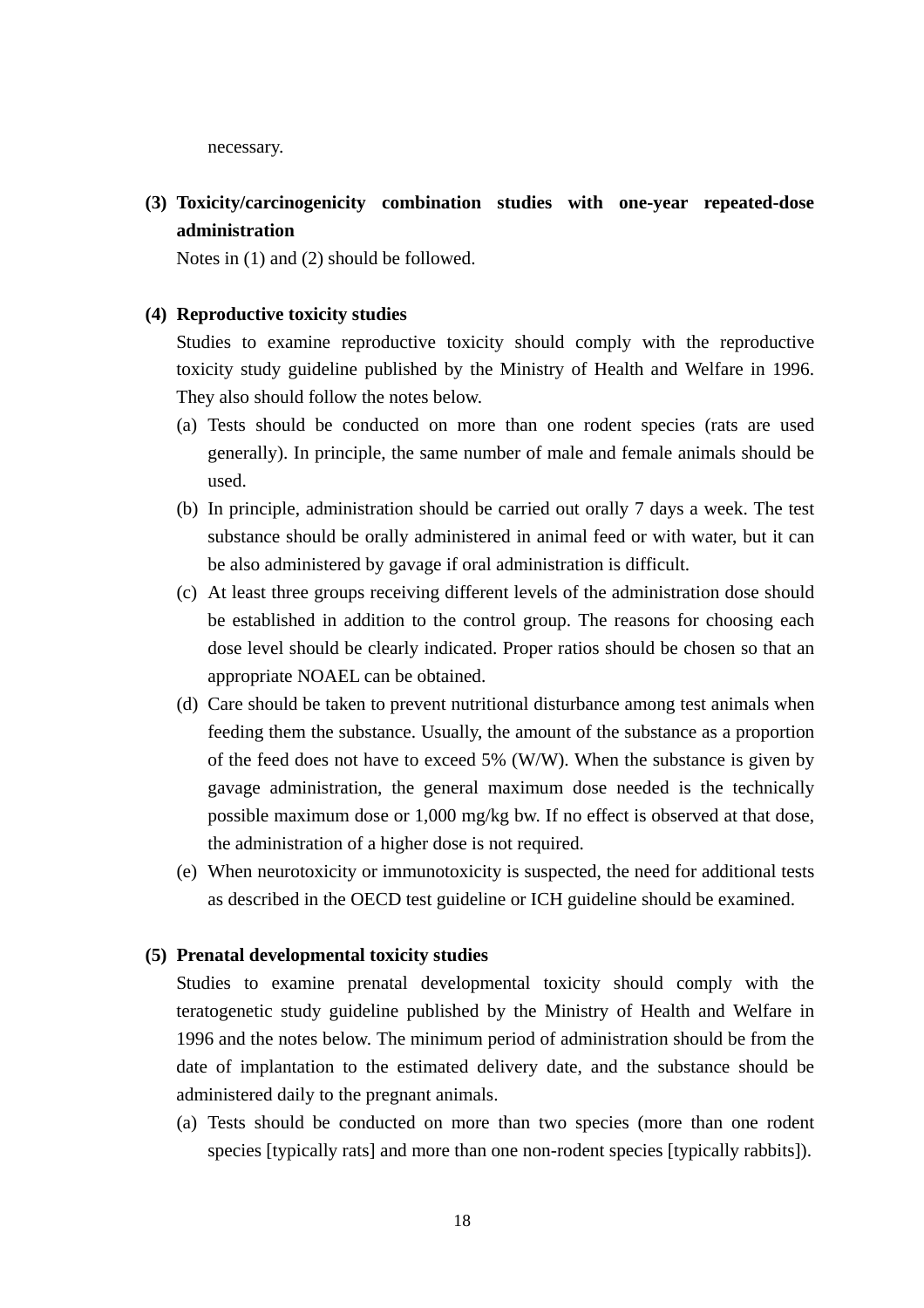necessary.

**(3) Toxicity/carcinogenicity combination studies with one-year repeated-dose administration**

Notes in (1) and (2) should be followed.

**(4) Reproductive toxicity studies**

Studies to examine reproductive toxicity should comply with the reproductive toxicity study guideline published by the Ministry of Health and Welfare in 1996. They also should follow the notes below.

(a) Tests should be conducted on more than one rodent species (rats are used generally). In principle, the same number of male and female animals should be used.

(b) In principle, administration should be carried out orally 7 days a week. The test substance should be orally administered in animal feed or with water, but it can be also administered by gavage if oral administration is difficult.

(c) At least three groups receiving different levels of the administration dose should be established in addition to the control group. The reasons for choosing each dose level should be clearly indicated. Proper ratios should be chosen so that an appropriate NOAEL can be obtained.

(d) Care should be taken to prevent nutritional disturbance among test animals when feeding them the substance. Usually, the amount of the substance as a proportion of the feed does not have to exceed 5% (W/W). When the substance is given by gavage administration, the general maximum dose needed is the technically possible maximum dose or 1,000 mg/kg bw. If no effect is observed at that dose, the administration of a higher dose is not required.

(e) When neurotoxicity or immunotoxicity is suspected, the need for additional tests as described in the OECD test guideline or ICH guideline should be examined.

**(5) Prenatal developmental toxicity studies**

Studies to examine prenatal developmental toxicity should comply with the teratogenetic study guideline published by the Ministry of Health and Welfare in 1996 and the notes below. The minimum period of administration should be from the date of implantation to the estimated delivery date, and the substance should be administered daily to the pregnant animals.

(a) Tests should be conducted on more than two species (more than one rodent species [typically rats] and more than one non-rodent species [typically rabbits]).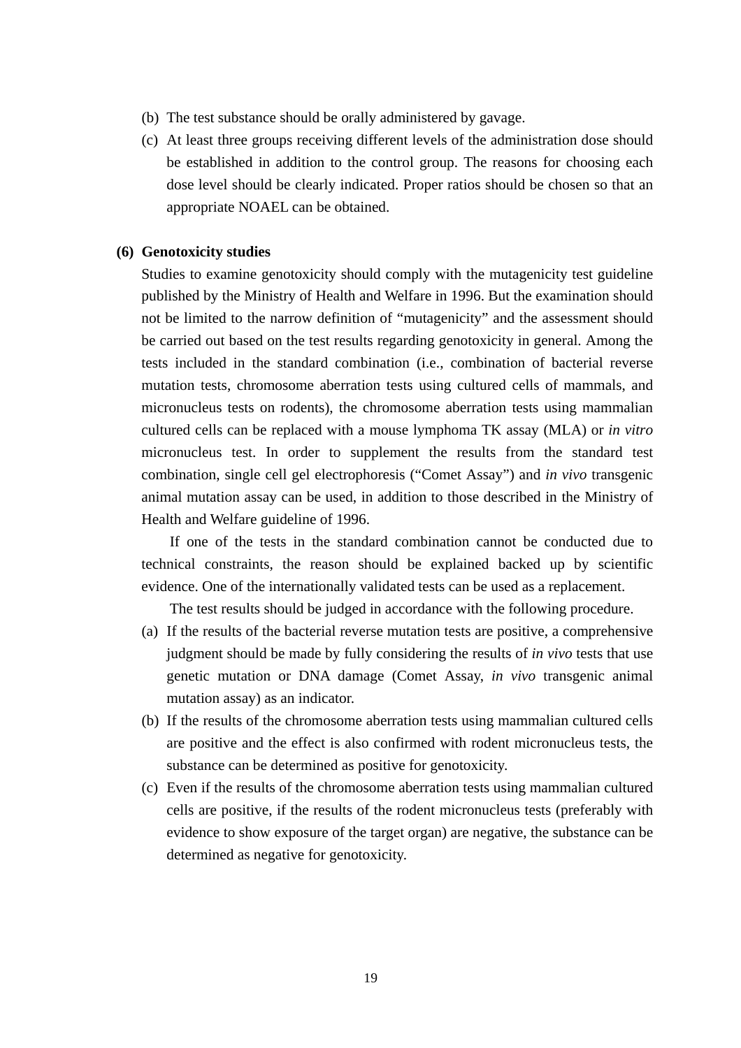(b) The test substance should be orally administered by gavage.

(c) At least three groups receiving different levels of the administration dose should be established in addition to the control group. The reasons for choosing each dose level should be clearly indicated. Proper ratios should be chosen so that an appropriate NOAEL can be obtained.

**(6) Genotoxicity studies**

Studies to examine genotoxicity should comply with the mutagenicity test guideline published by the Ministry of Health and Welfare in 1996. But the examination should not be limited to the narrow definition of "mutagenicity" and the assessment should be carried out based on the test results regarding genotoxicity in general. Among the tests included in the standard combination (i.e., combination of bacterial reverse mutation tests, chromosome aberration tests using cultured cells of mammals, and micronucleus tests on rodents), the chromosome aberration tests using mammalian cultured cells can be replaced with a mouse lymphoma TK assay (MLA) or *in vitro* micronucleus test. In order to supplement the results from the standard test combination, single cell gel electrophoresis ("Comet Assay") and *in vivo* transgenic animal mutation assay can be used, in addition to those described in the Ministry of Health and Welfare guideline of 1996.

If one of the tests in the standard combination cannot be conducted due to technical constraints, the reason should be explained backed up by scientific evidence. One of the internationally validated tests can be used as a replacement.

The test results should be judged in accordance with the following procedure.

(a) If the results of the bacterial reverse mutation tests are positive, a comprehensive judgment should be made by fully considering the results of *in vivo* tests that use genetic mutation or DNA damage (Comet Assay, *in vivo* transgenic animal mutation assay) as an indicator.

(b) If the results of the chromosome aberration tests using mammalian cultured cells are positive and the effect is also confirmed with rodent micronucleus tests, the substance can be determined as positive for genotoxicity.

(c) Even if the results of the chromosome aberration tests using mammalian cultured cells are positive, if the results of the rodent micronucleus tests (preferably with evidence to show exposure of the target organ) are negative, the substance can be determined as negative for genotoxicity.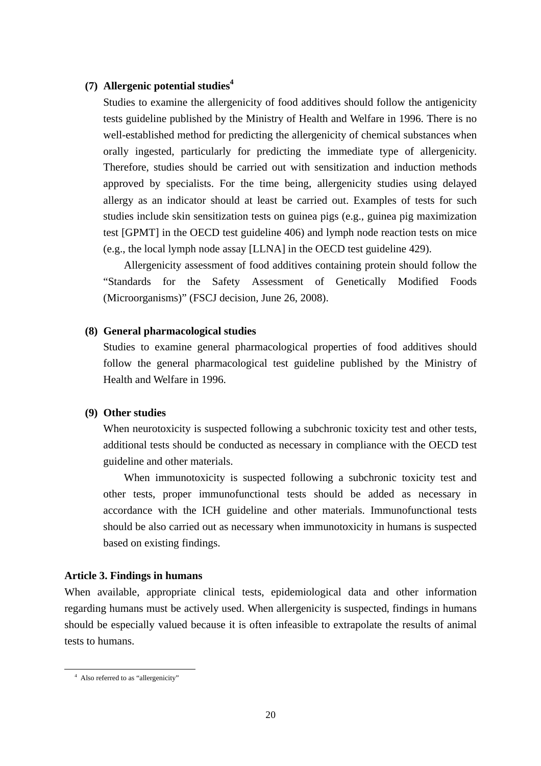**(7) Allergenic potential studies[4]**

Studies to examine the allergenicity of food additives should follow the antigenicity tests guideline published by the Ministry of Health and Welfare in 1996. There is no well-established method for predicting the allergenicity of chemical substances when orally ingested, particularly for predicting the immediate type of allergenicity. Therefore, studies should be carried out with sensitization and induction methods approved by specialists. For the time being, allergenicity studies using delayed allergy as an indicator should at least be carried out. Examples of tests for such studies include skin sensitization tests on guinea pigs (e.g., guinea pig maximization test [GPMT] in the OECD test guideline 406) and lymph node reaction tests on mice (e.g., the local lymph node assay [LLNA] in the OECD test guideline 429).

Allergenicity assessment of food additives containing protein should follow the "Standards for the Safety Assessment of Genetically Modified Foods (Microorganisms)" (FSCJ decision, June 26, 2008).

**(8) General pharmacological studies**

Studies to examine general pharmacological properties of food additives should follow the general pharmacological test guideline published by the Ministry of Health and Welfare in 1996.

**(9) Other studies**

When neurotoxicity is suspected following a subchronic toxicity test and other tests, additional tests should be conducted as necessary in compliance with the OECD test guideline and other materials.

When immunotoxicity is suspected following a subchronic toxicity test and other tests, proper immunofunctional tests should be added as necessary in accordance with the ICH guideline and other materials. Immunofunctional tests should be also carried out as necessary when immunotoxicity in humans is suspected based on existing findings.

**Article 3. Findings in humans**

When available, appropriate clinical tests, epidemiological data and other information regarding humans must be actively used. When allergenicity is suspected, findings in humans should be especially valued because it is often infeasible to extrapolate the results of animal tests to humans.

---

[4] Also referred to as "allergenicity"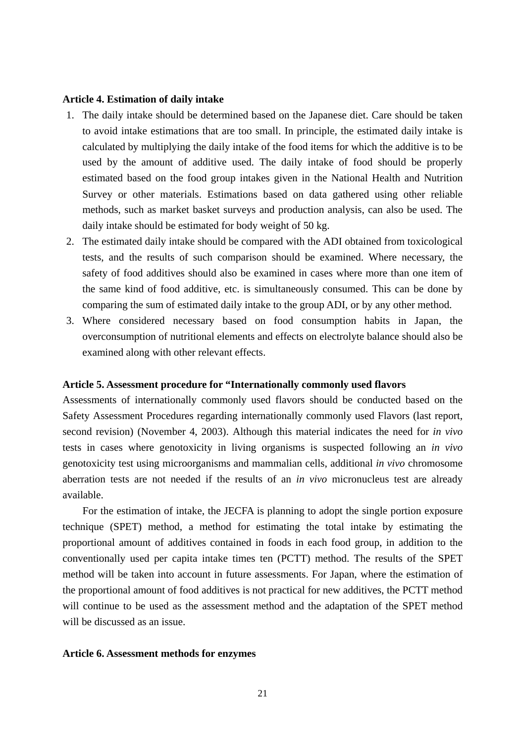**Article 4. Estimation of daily intake**

1. The daily intake should be determined based on the Japanese diet. Care should be taken to avoid intake estimations that are too small. In principle, the estimated daily intake is calculated by multiplying the daily intake of the food items for which the additive is to be used by the amount of additive used. The daily intake of food should be properly estimated based on the food group intakes given in the National Health and Nutrition Survey or other materials. Estimations based on data gathered using other reliable methods, such as market basket surveys and production analysis, can also be used. The daily intake should be estimated for body weight of 50 kg.
2. The estimated daily intake should be compared with the ADI obtained from toxicological tests, and the results of such comparison should be examined. Where necessary, the safety of food additives should also be examined in cases where more than one item of the same kind of food additive, etc. is simultaneously consumed. This can be done by comparing the sum of estimated daily intake to the group ADI, or by any other method.
3. Where considered necessary based on food consumption habits in Japan, the overconsumption of nutritional elements and effects on electrolyte balance should also be examined along with other relevant effects.

**Article 5. Assessment procedure for "Internationally commonly used flavors**

Assessments of internationally commonly used flavors should be conducted based on the Safety Assessment Procedures regarding internationally commonly used Flavors (last report, second revision) (November 4, 2003). Although this material indicates the need for *in vivo* tests in cases where genotoxicity in living organisms is suspected following an *in vivo* genotoxicity test using microorganisms and mammalian cells, additional *in vivo* chromosome aberration tests are not needed if the results of an *in vivo* micronucleus test are already available.

For the estimation of intake, the JECFA is planning to adopt the single portion exposure technique (SPET) method, a method for estimating the total intake by estimating the proportional amount of additives contained in foods in each food group, in addition to the conventionally used per capita intake times ten (PCTT) method. The results of the SPET method will be taken into account in future assessments. For Japan, where the estimation of the proportional amount of food additives is not practical for new additives, the PCTT method will continue to be used as the assessment method and the adaptation of the SPET method will be discussed as an issue.

**Article 6. Assessment methods for enzymes**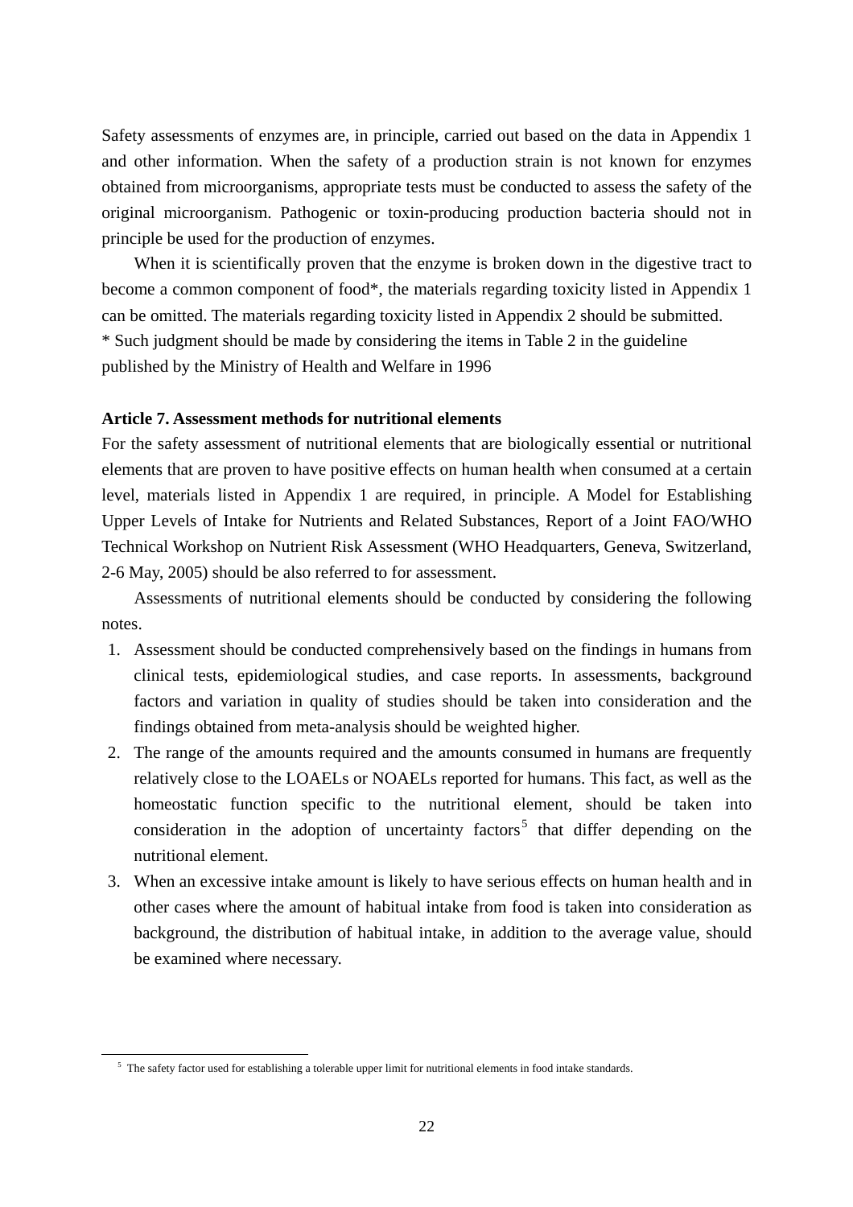Safety assessments of enzymes are, in principle, carried out based on the data in Appendix 1 and other information. When the safety of a production strain is not known for enzymes obtained from microorganisms, appropriate tests must be conducted to assess the safety of the original microorganism. Pathogenic or toxin-producing production bacteria should not in principle be used for the production of enzymes.

When it is scientifically proven that the enzyme is broken down in the digestive tract to become a common component of food*, the materials regarding toxicity listed in Appendix 1 can be omitted. The materials regarding toxicity listed in Appendix 2 should be submitted.

* Such judgment should be made by considering the items in Table 2 in the guideline published by the Ministry of Health and Welfare in 1996

**Article 7. Assessment methods for nutritional elements**

For the safety assessment of nutritional elements that are biologically essential or nutritional elements that are proven to have positive effects on human health when consumed at a certain level, materials listed in Appendix 1 are required, in principle. A Model for Establishing Upper Levels of Intake for Nutrients and Related Substances, Report of a Joint FAO/WHO Technical Workshop on Nutrient Risk Assessment (WHO Headquarters, Geneva, Switzerland, 2-6 May, 2005) should be also referred to for assessment.

Assessments of nutritional elements should be conducted by considering the following notes.

1. Assessment should be conducted comprehensively based on the findings in humans from clinical tests, epidemiological studies, and case reports. In assessments, background factors and variation in quality of studies should be taken into consideration and the findings obtained from meta-analysis should be weighted higher.
2. The range of the amounts required and the amounts consumed in humans are frequently relatively close to the LOAELs or NOAELs reported for humans. This fact, as well as the homeostatic function specific to the nutritional element, should be taken into consideration in the adoption of uncertainty factors[5] that differ depending on the nutritional element.
3. When an excessive intake amount is likely to have serious effects on human health and in other cases where the amount of habitual intake from food is taken into consideration as background, the distribution of habitual intake, in addition to the average value, should be examined where necessary.

[5] The safety factor used for establishing a tolerable upper limit for nutritional elements in food intake standards.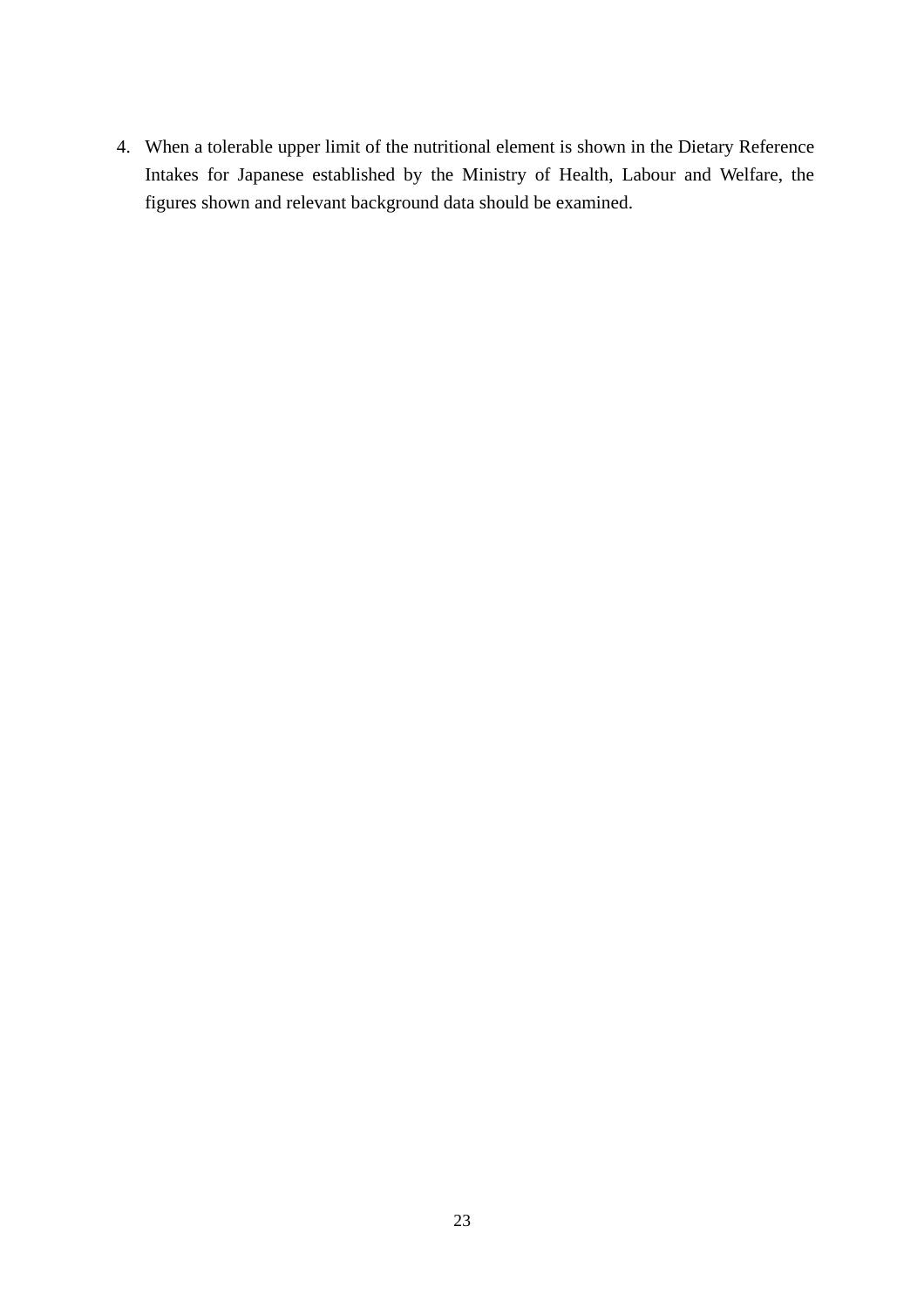4. When a tolerable upper limit of the nutritional element is shown in the Dietary Reference Intakes for Japanese established by the Ministry of Health, Labour and Welfare, the figures shown and relevant background data should be examined.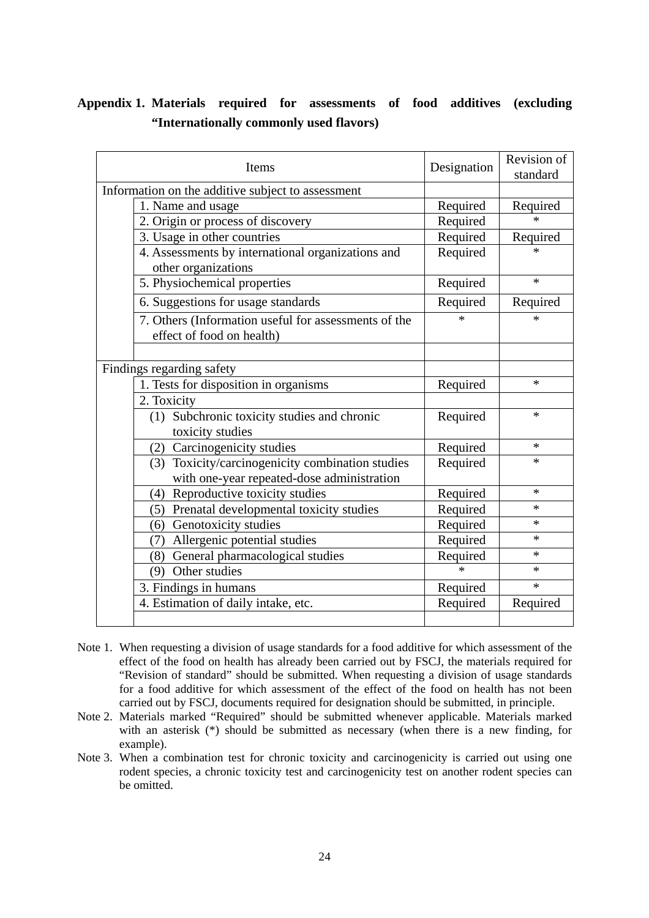**Appendix 1. Materials required for assessments of food additives (excluding "Internationally commonly used flavors)**

| Items | | Designation | Revision of standard |
|---|---|---|---|
| Information on the additive subject to assessment | | | |
| | 1. Name and usage | Required | Required |
| | 2. Origin or process of discovery | Required | * |
| | 3. Usage in other countries | Required | Required |
| | 4. Assessments by international organizations and other organizations | Required | * |
| | 5. Physiochemical properties | Required | * |
| | 6. Suggestions for usage standards | Required | Required |
| | 7. Others (Information useful for assessments of the effect of food on health) | * | * |
| | | | |
| Findings regarding safety | | | |
| | 1. Tests for disposition in organisms | Required | * |
| | 2. Toxicity | | |
| | (1) Subchronic toxicity studies and chronic toxicity studies | Required | * |
| | (2) Carcinogenicity studies | Required | * |
| | (3) Toxicity/carcinogenicity combination studies with one-year repeated-dose administration | Required | * |
| | (4) Reproductive toxicity studies | Required | * |
| | (5) Prenatal developmental toxicity studies | Required | * |
| | (6) Genotoxicity studies | Required | * |
| | (7) Allergenic potential studies | Required | * |
| | (8) General pharmacological studies | Required | * |
| | (9) Other studies | * | * |
| | 3. Findings in humans | Required | * |
| | 4. Estimation of daily intake, etc. | Required | Required |
| | | | |

Note 1. When requesting a division of usage standards for a food additive for which assessment of the effect of the food on health has already been carried out by FSCJ, the materials required for "Revision of standard" should be submitted. When requesting a division of usage standards for a food additive for which assessment of the effect of the food on health has not been carried out by FSCJ, documents required for designation should be submitted, in principle.

Note 2. Materials marked "Required" should be submitted whenever applicable. Materials marked with an asterisk (*) should be submitted as necessary (when there is a new finding, for example).

Note 3. When a combination test for chronic toxicity and carcinogenicity is carried out using one rodent species, a chronic toxicity test and carcinogenicity test on another rodent species can be omitted.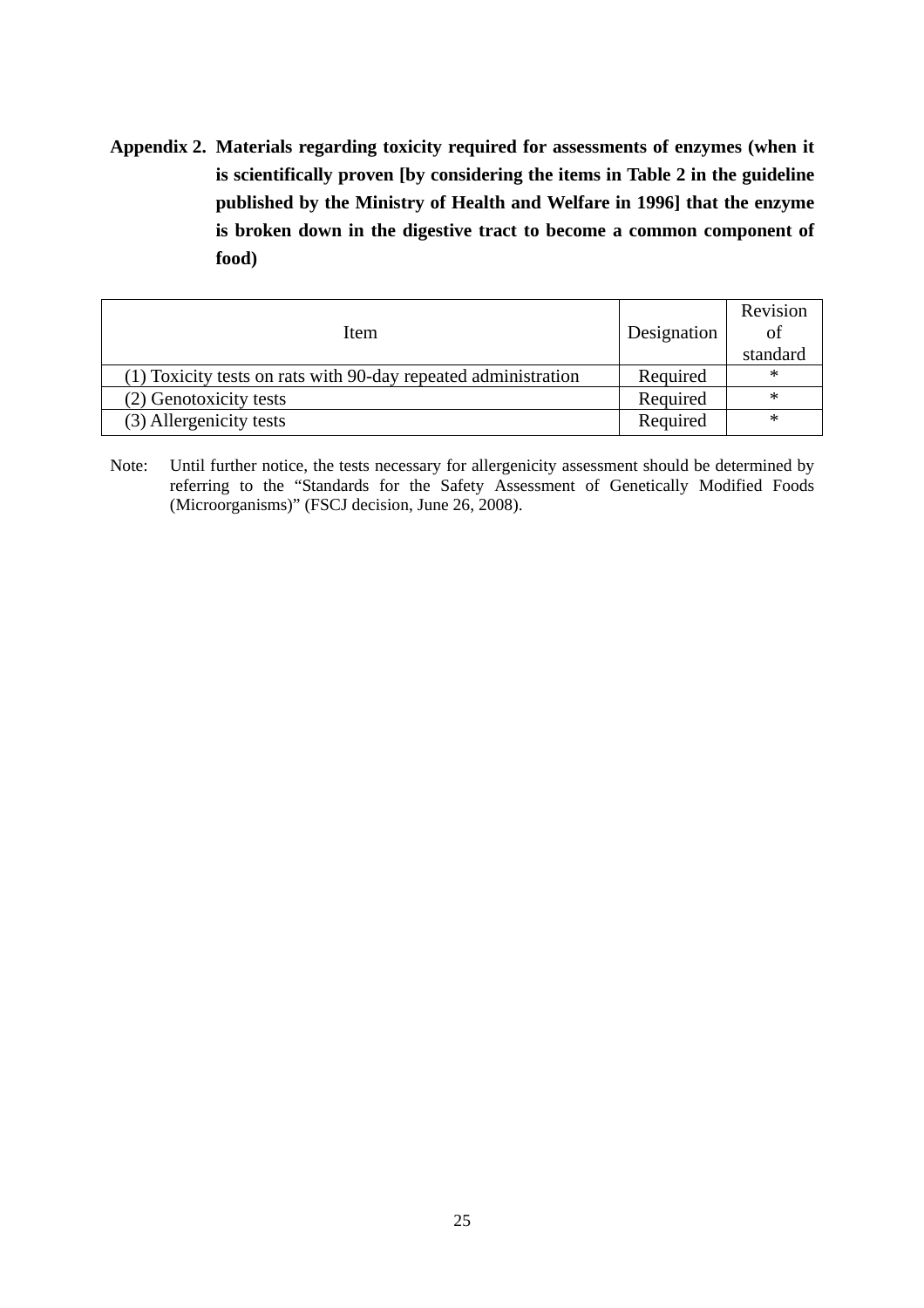**Appendix 2. Materials regarding toxicity required for assessments of enzymes (when it is scientifically proven [by considering the items in Table 2 in the guideline published by the Ministry of Health and Welfare in 1996] that the enzyme is broken down in the digestive tract to become a common component of food)**

| Item | Designation | Revision of standard |
|---|---|---|
| (1) Toxicity tests on rats with 90-day repeated administration | Required | * |
| (2) Genotoxicity tests | Required | * |
| (3) Allergenicity tests | Required | * |

Note: Until further notice, the tests necessary for allergenicity assessment should be determined by referring to the "Standards for the Safety Assessment of Genetically Modified Foods (Microorganisms)" (FSCJ decision, June 26, 2008).